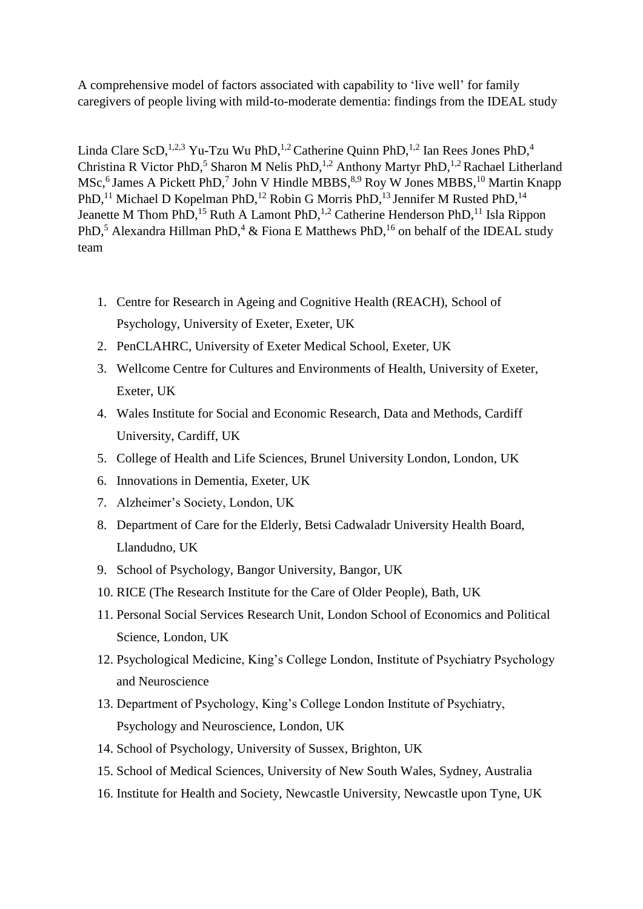A comprehensive model of factors associated with capability to 'live well' for family caregivers of people living with mild-to-moderate dementia: findings from the IDEAL study

Linda Clare ScD,[1,2,3] Yu-Tzu Wu PhD,[1,2] Catherine Quinn PhD,[1,2] Ian Rees Jones PhD,[4] Christina R Victor PhD,[5] Sharon M Nelis PhD,[1,2] Anthony Martyr PhD,[1,2] Rachael Litherland MSc,[6] James A Pickett PhD,[7] John V Hindle MBBS,[8,9] Roy W Jones MBBS,[10] Martin Knapp PhD,[11] Michael D Kopelman PhD,[12] Robin G Morris PhD,[13] Jennifer M Rusted PhD,[14] Jeanette M Thom PhD,[15] Ruth A Lamont PhD,[1,2] Catherine Henderson PhD,[11] Isla Rippon PhD,[5] Alexandra Hillman PhD,[4] & Fiona E Matthews PhD,[16] on behalf of the IDEAL study team

1. Centre for Research in Ageing and Cognitive Health (REACH), School of Psychology, University of Exeter, Exeter, UK
2. PenCLAHRC, University of Exeter Medical School, Exeter, UK
3. Wellcome Centre for Cultures and Environments of Health, University of Exeter, Exeter, UK
4. Wales Institute for Social and Economic Research, Data and Methods, Cardiff University, Cardiff, UK
5. College of Health and Life Sciences, Brunel University London, London, UK
6. Innovations in Dementia, Exeter, UK
7. Alzheimer's Society, London, UK
8. Department of Care for the Elderly, Betsi Cadwaladr University Health Board, Llandudno, UK
9. School of Psychology, Bangor University, Bangor, UK
10. RICE (The Research Institute for the Care of Older People), Bath, UK
11. Personal Social Services Research Unit, London School of Economics and Political Science, London, UK
12. Psychological Medicine, King's College London, Institute of Psychiatry Psychology and Neuroscience
13. Department of Psychology, King's College London Institute of Psychiatry, Psychology and Neuroscience, London, UK
14. School of Psychology, University of Sussex, Brighton, UK
15. School of Medical Sciences, University of New South Wales, Sydney, Australia
16. Institute for Health and Society, Newcastle University, Newcastle upon Tyne, UK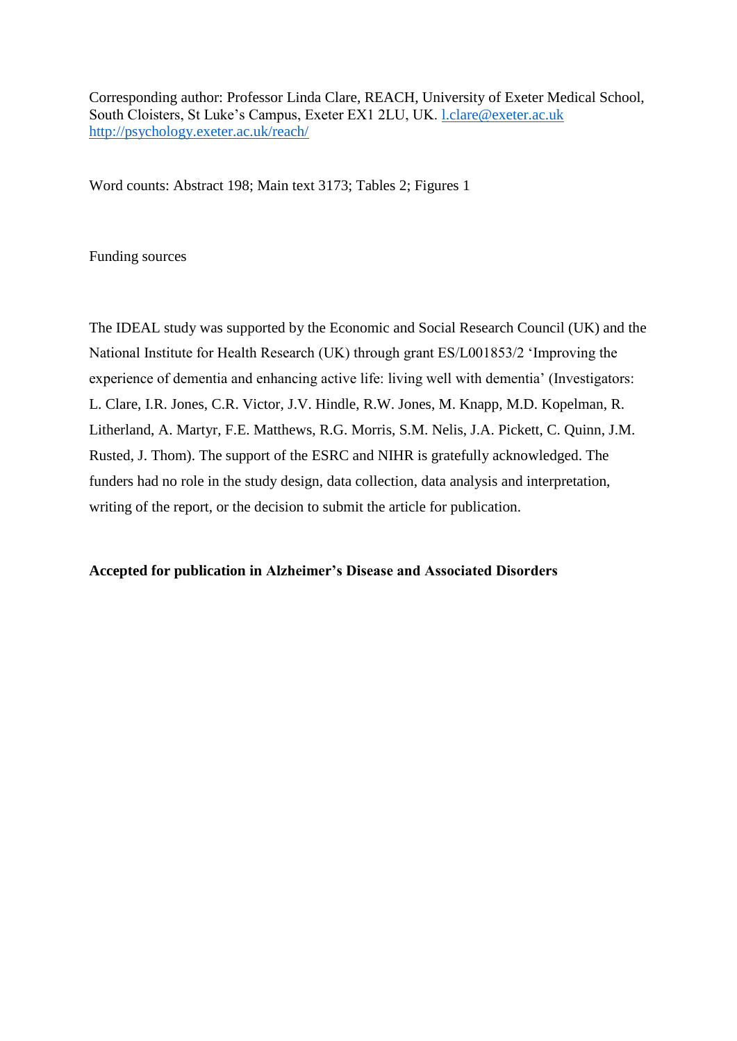Corresponding author: Professor Linda Clare, REACH, University of Exeter Medical School, South Cloisters, St Luke's Campus, Exeter EX1 2LU, UK. [l.clare@exeter.ac.uk](mailto:l.clare@exeter.ac.uk) [http://psychology.exeter.ac.uk/reach/](http://psychology.exeter.ac.uk/reach/)

Word counts: Abstract 198; Main text 3173; Tables 2; Figures 1

Funding sources

The IDEAL study was supported by the Economic and Social Research Council (UK) and the National Institute for Health Research (UK) through grant ES/L001853/2 'Improving the experience of dementia and enhancing active life: living well with dementia' (Investigators: L. Clare, I.R. Jones, C.R. Victor, J.V. Hindle, R.W. Jones, M. Knapp, M.D. Kopelman, R. Litherland, A. Martyr, F.E. Matthews, R.G. Morris, S.M. Nelis, J.A. Pickett, C. Quinn, J.M. Rusted, J. Thom). The support of the ESRC and NIHR is gratefully acknowledged. The funders had no role in the study design, data collection, data analysis and interpretation, writing of the report, or the decision to submit the article for publication.

**Accepted for publication in Alzheimer's Disease and Associated Disorders**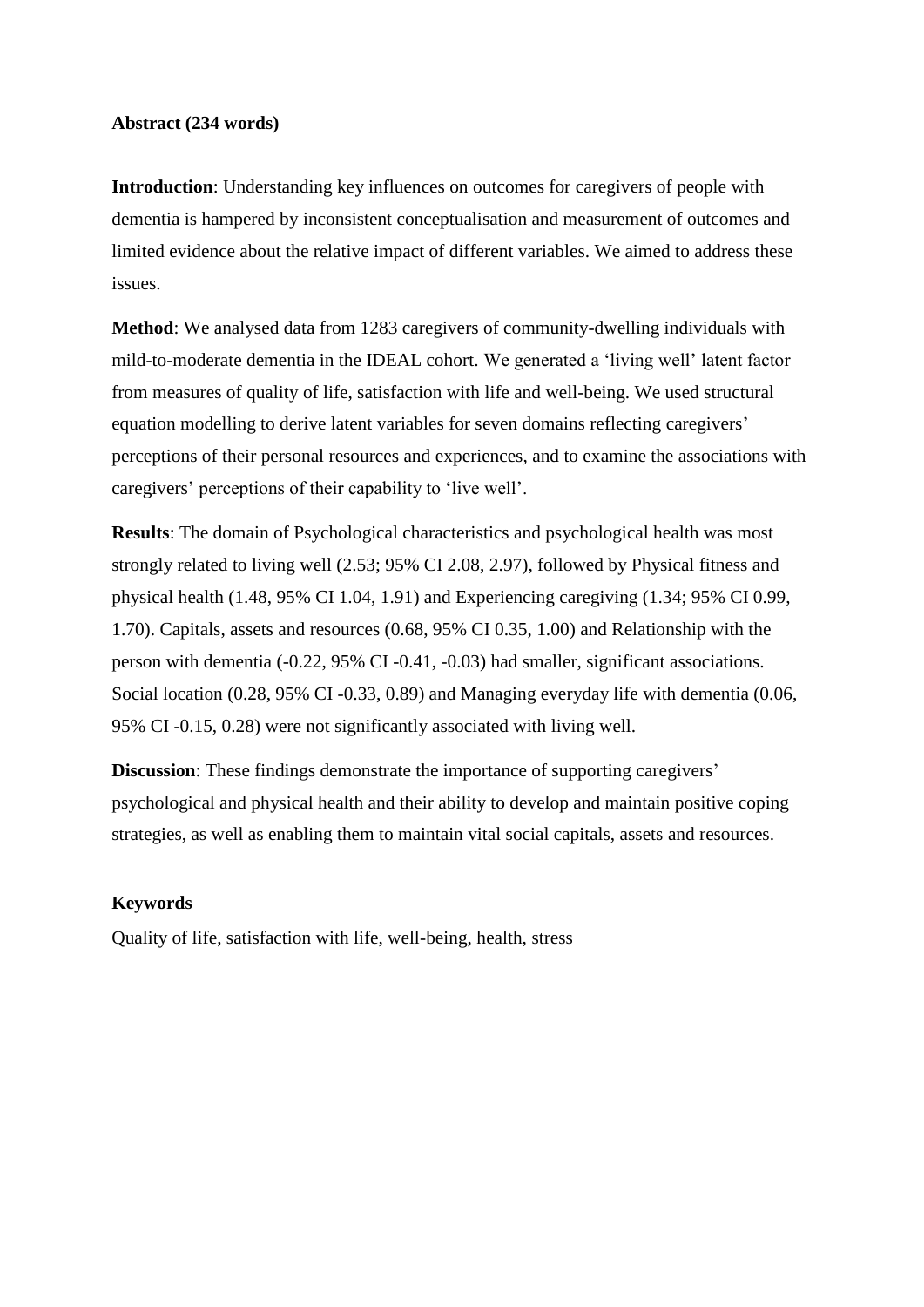**Abstract (234 words)**

**Introduction**: Understanding key influences on outcomes for caregivers of people with dementia is hampered by inconsistent conceptualisation and measurement of outcomes and limited evidence about the relative impact of different variables. We aimed to address these issues.

**Method**: We analysed data from 1283 caregivers of community-dwelling individuals with mild-to-moderate dementia in the IDEAL cohort. We generated a 'living well' latent factor from measures of quality of life, satisfaction with life and well-being. We used structural equation modelling to derive latent variables for seven domains reflecting caregivers' perceptions of their personal resources and experiences, and to examine the associations with caregivers' perceptions of their capability to 'live well'.

**Results**: The domain of Psychological characteristics and psychological health was most strongly related to living well (2.53; 95% CI 2.08, 2.97), followed by Physical fitness and physical health (1.48, 95% CI 1.04, 1.91) and Experiencing caregiving (1.34; 95% CI 0.99, 1.70). Capitals, assets and resources (0.68, 95% CI 0.35, 1.00) and Relationship with the person with dementia (-0.22, 95% CI -0.41, -0.03) had smaller, significant associations. Social location (0.28, 95% CI -0.33, 0.89) and Managing everyday life with dementia (0.06, 95% CI -0.15, 0.28) were not significantly associated with living well.

**Discussion**: These findings demonstrate the importance of supporting caregivers' psychological and physical health and their ability to develop and maintain positive coping strategies, as well as enabling them to maintain vital social capitals, assets and resources.

**Keywords**

Quality of life, satisfaction with life, well-being, health, stress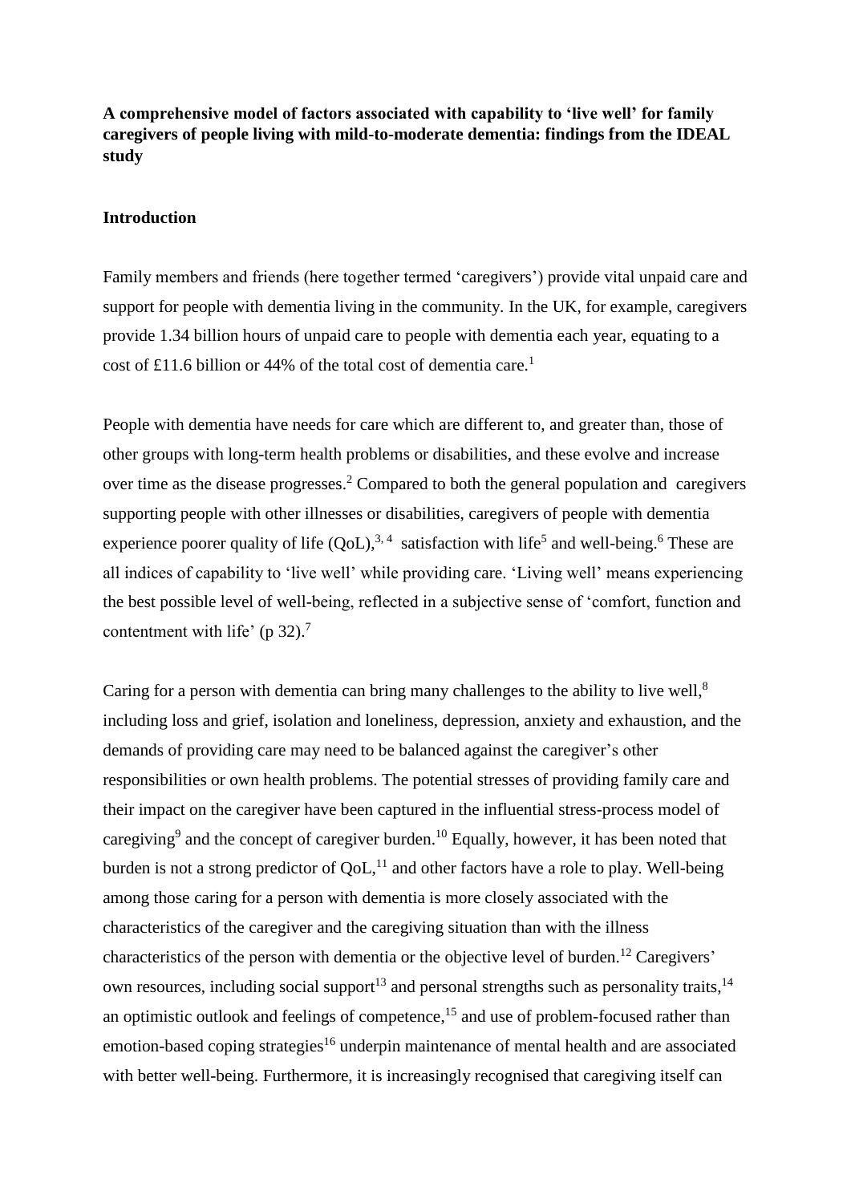**A comprehensive model of factors associated with capability to 'live well' for family caregivers of people living with mild-to-moderate dementia: findings from the IDEAL study**

## Introduction

Family members and friends (here together termed 'caregivers') provide vital unpaid care and support for people with dementia living in the community. In the UK, for example, caregivers provide 1.34 billion hours of unpaid care to people with dementia each year, equating to a cost of £11.6 billion or 44% of the total cost of dementia care.[1]

People with dementia have needs for care which are different to, and greater than, those of other groups with long-term health problems or disabilities, and these evolve and increase over time as the disease progresses.[2] Compared to both the general population and caregivers supporting people with other illnesses or disabilities, caregivers of people with dementia experience poorer quality of life (QoL),[3, 4] satisfaction with life[5] and well-being.[6] These are all indices of capability to 'live well' while providing care. 'Living well' means experiencing the best possible level of well-being, reflected in a subjective sense of 'comfort, function and contentment with life' (p 32).[7]

Caring for a person with dementia can bring many challenges to the ability to live well,[8] including loss and grief, isolation and loneliness, depression, anxiety and exhaustion, and the demands of providing care may need to be balanced against the caregiver's other responsibilities or own health problems. The potential stresses of providing family care and their impact on the caregiver have been captured in the influential stress-process model of caregiving[9] and the concept of caregiver burden.[10] Equally, however, it has been noted that burden is not a strong predictor of QoL,[11] and other factors have a role to play. Well-being among those caring for a person with dementia is more closely associated with the characteristics of the caregiver and the caregiving situation than with the illness characteristics of the person with dementia or the objective level of burden.[12] Caregivers' own resources, including social support[13] and personal strengths such as personality traits,[14] an optimistic outlook and feelings of competence,[15] and use of problem-focused rather than emotion-based coping strategies[16] underpin maintenance of mental health and are associated with better well-being. Furthermore, it is increasingly recognised that caregiving itself can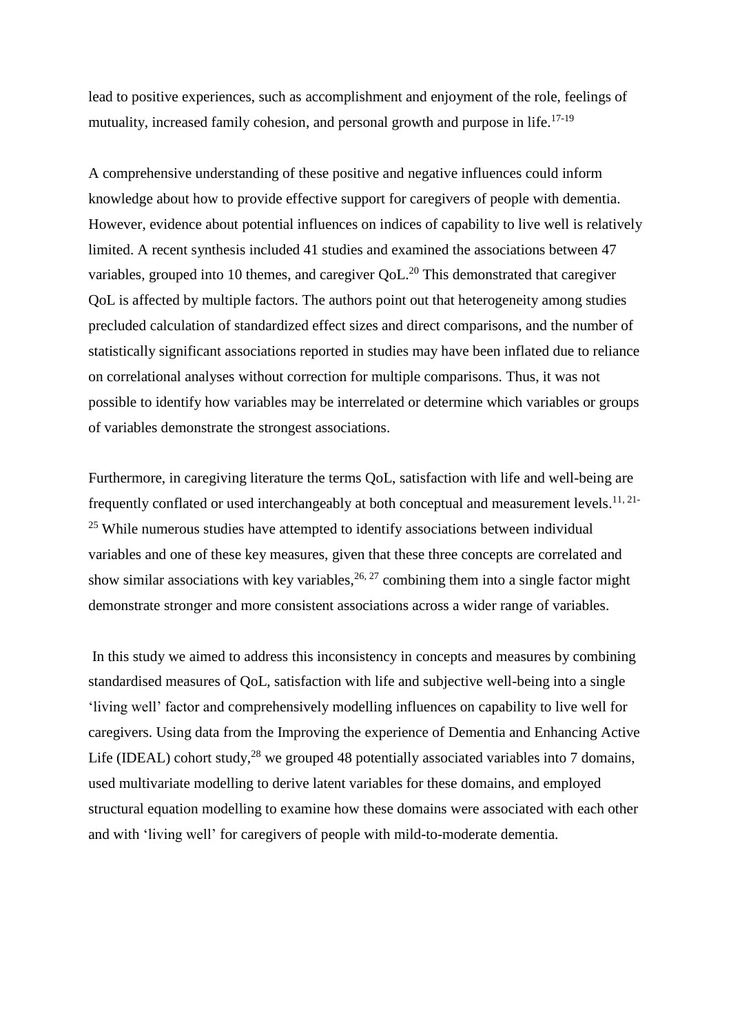lead to positive experiences, such as accomplishment and enjoyment of the role, feelings of mutuality, increased family cohesion, and personal growth and purpose in life.[17-19]

A comprehensive understanding of these positive and negative influences could inform knowledge about how to provide effective support for caregivers of people with dementia. However, evidence about potential influences on indices of capability to live well is relatively limited. A recent synthesis included 41 studies and examined the associations between 47 variables, grouped into 10 themes, and caregiver QoL.[20] This demonstrated that caregiver QoL is affected by multiple factors. The authors point out that heterogeneity among studies precluded calculation of standardized effect sizes and direct comparisons, and the number of statistically significant associations reported in studies may have been inflated due to reliance on correlational analyses without correction for multiple comparisons. Thus, it was not possible to identify how variables may be interrelated or determine which variables or groups of variables demonstrate the strongest associations.

Furthermore, in caregiving literature the terms QoL, satisfaction with life and well-being are frequently conflated or used interchangeably at both conceptual and measurement levels.[11, 21-25] While numerous studies have attempted to identify associations between individual variables and one of these key measures, given that these three concepts are correlated and show similar associations with key variables,[26, 27] combining them into a single factor might demonstrate stronger and more consistent associations across a wider range of variables.

In this study we aimed to address this inconsistency in concepts and measures by combining standardised measures of QoL, satisfaction with life and subjective well-being into a single 'living well' factor and comprehensively modelling influences on capability to live well for caregivers. Using data from the Improving the experience of Dementia and Enhancing Active Life (IDEAL) cohort study,[28] we grouped 48 potentially associated variables into 7 domains, used multivariate modelling to derive latent variables for these domains, and employed structural equation modelling to examine how these domains were associated with each other and with 'living well' for caregivers of people with mild-to-moderate dementia.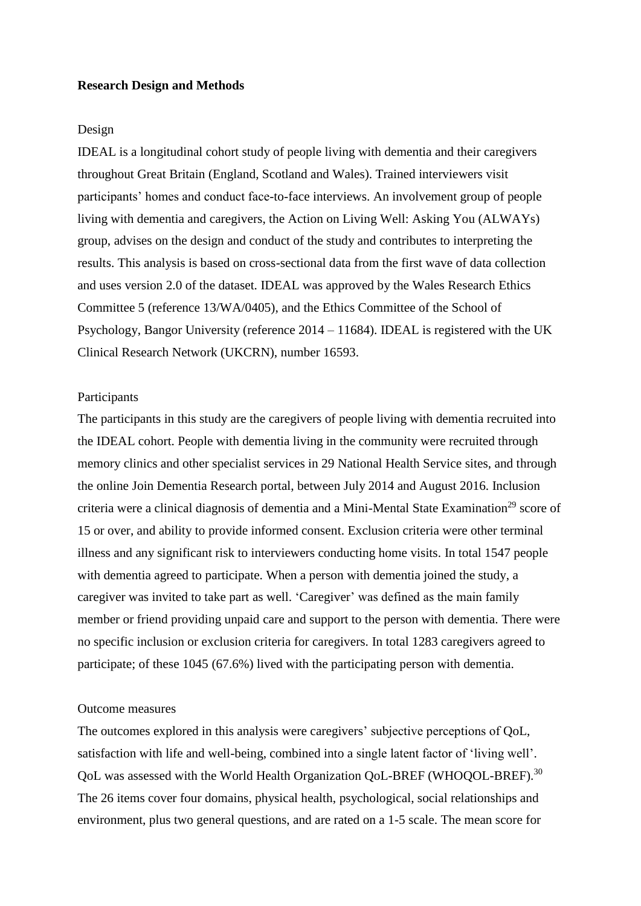**Research Design and Methods**

Design

IDEAL is a longitudinal cohort study of people living with dementia and their caregivers throughout Great Britain (England, Scotland and Wales). Trained interviewers visit participants' homes and conduct face-to-face interviews. An involvement group of people living with dementia and caregivers, the Action on Living Well: Asking You (ALWAYs) group, advises on the design and conduct of the study and contributes to interpreting the results. This analysis is based on cross-sectional data from the first wave of data collection and uses version 2.0 of the dataset. IDEAL was approved by the Wales Research Ethics Committee 5 (reference 13/WA/0405), and the Ethics Committee of the School of Psychology, Bangor University (reference 2014 – 11684). IDEAL is registered with the UK Clinical Research Network (UKCRN), number 16593.

Participants

The participants in this study are the caregivers of people living with dementia recruited into the IDEAL cohort. People with dementia living in the community were recruited through memory clinics and other specialist services in 29 National Health Service sites, and through the online Join Dementia Research portal, between July 2014 and August 2016. Inclusion criteria were a clinical diagnosis of dementia and a Mini-Mental State Examination[29] score of 15 or over, and ability to provide informed consent. Exclusion criteria were other terminal illness and any significant risk to interviewers conducting home visits. In total 1547 people with dementia agreed to participate. When a person with dementia joined the study, a caregiver was invited to take part as well. 'Caregiver' was defined as the main family member or friend providing unpaid care and support to the person with dementia. There were no specific inclusion or exclusion criteria for caregivers. In total 1283 caregivers agreed to participate; of these 1045 (67.6%) lived with the participating person with dementia.

Outcome measures

The outcomes explored in this analysis were caregivers' subjective perceptions of QoL, satisfaction with life and well-being, combined into a single latent factor of 'living well'. QoL was assessed with the World Health Organization QoL-BREF (WHOQOL-BREF).[30] The 26 items cover four domains, physical health, psychological, social relationships and environment, plus two general questions, and are rated on a 1-5 scale. The mean score for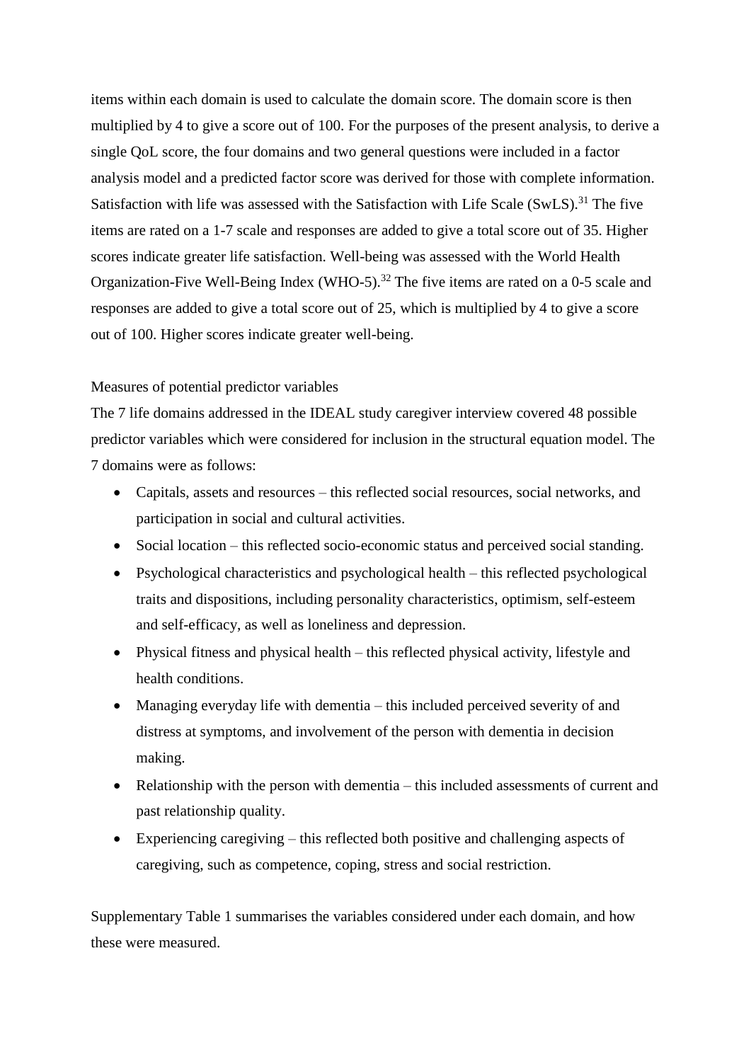items within each domain is used to calculate the domain score. The domain score is then multiplied by 4 to give a score out of 100. For the purposes of the present analysis, to derive a single QoL score, the four domains and two general questions were included in a factor analysis model and a predicted factor score was derived for those with complete information. Satisfaction with life was assessed with the Satisfaction with Life Scale (SwLS).[31] The five items are rated on a 1-7 scale and responses are added to give a total score out of 35. Higher scores indicate greater life satisfaction. Well-being was assessed with the World Health Organization-Five Well-Being Index (WHO-5).[32] The five items are rated on a 0-5 scale and responses are added to give a total score out of 25, which is multiplied by 4 to give a score out of 100. Higher scores indicate greater well-being.

Measures of potential predictor variables

The 7 life domains addressed in the IDEAL study caregiver interview covered 48 possible predictor variables which were considered for inclusion in the structural equation model. The 7 domains were as follows:

- Capitals, assets and resources – this reflected social resources, social networks, and participation in social and cultural activities.
- Social location – this reflected socio-economic status and perceived social standing.
- Psychological characteristics and psychological health – this reflected psychological traits and dispositions, including personality characteristics, optimism, self-esteem and self-efficacy, as well as loneliness and depression.
- Physical fitness and physical health – this reflected physical activity, lifestyle and health conditions.
- Managing everyday life with dementia – this included perceived severity of and distress at symptoms, and involvement of the person with dementia in decision making.
- Relationship with the person with dementia – this included assessments of current and past relationship quality.
- Experiencing caregiving – this reflected both positive and challenging aspects of caregiving, such as competence, coping, stress and social restriction.

Supplementary Table 1 summarises the variables considered under each domain, and how these were measured.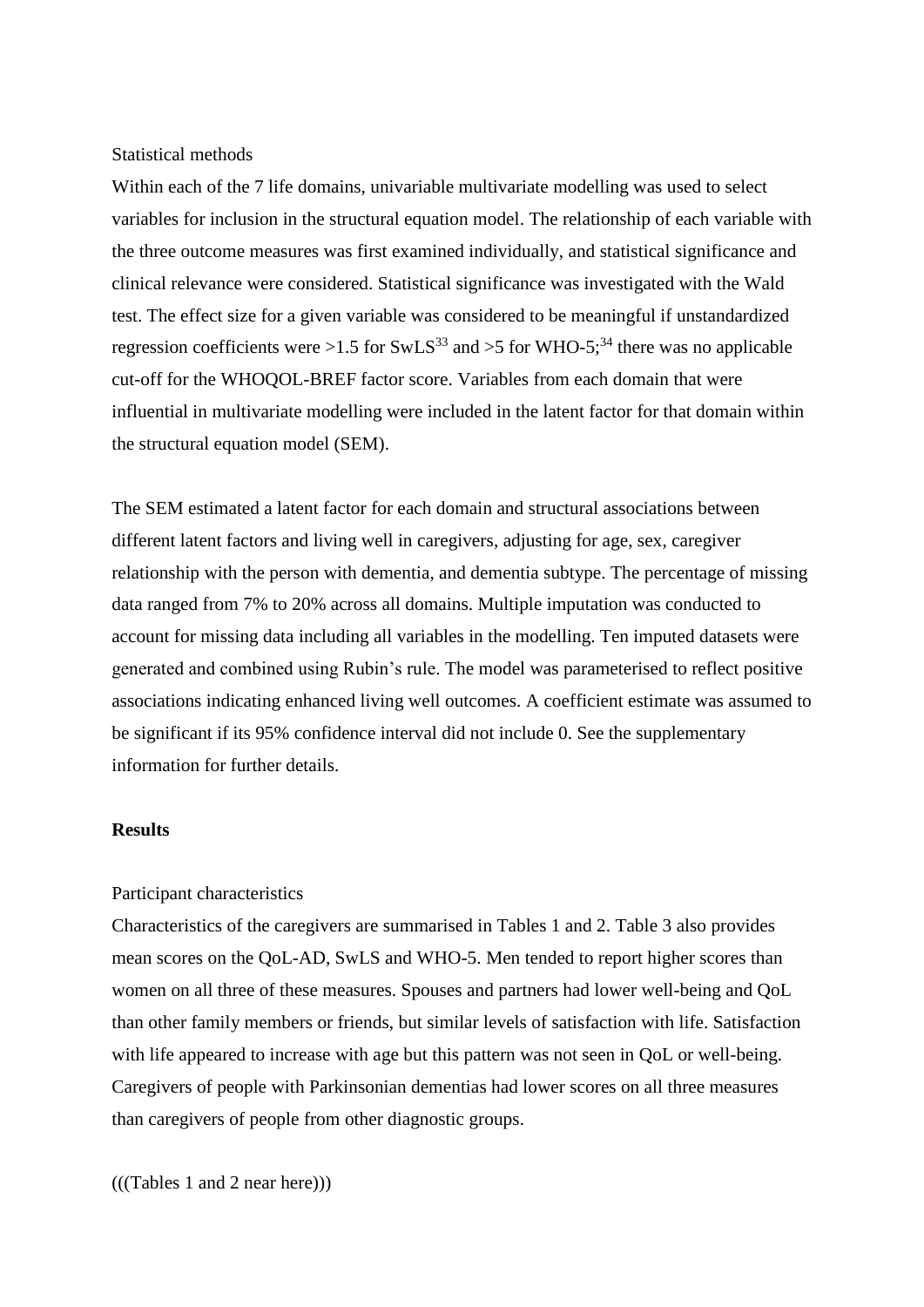Statistical methods

Within each of the 7 life domains, univariable multivariate modelling was used to select variables for inclusion in the structural equation model. The relationship of each variable with the three outcome measures was first examined individually, and statistical significance and clinical relevance were considered. Statistical significance was investigated with the Wald test. The effect size for a given variable was considered to be meaningful if unstandardized regression coefficients were >1.5 for SwLS[33] and >5 for WHO-5;[34] there was no applicable cut-off for the WHOQOL-BREF factor score. Variables from each domain that were influential in multivariate modelling were included in the latent factor for that domain within the structural equation model (SEM).

The SEM estimated a latent factor for each domain and structural associations between different latent factors and living well in caregivers, adjusting for age, sex, caregiver relationship with the person with dementia, and dementia subtype. The percentage of missing data ranged from 7% to 20% across all domains. Multiple imputation was conducted to account for missing data including all variables in the modelling. Ten imputed datasets were generated and combined using Rubin's rule. The model was parameterised to reflect positive associations indicating enhanced living well outcomes. A coefficient estimate was assumed to be significant if its 95% confidence interval did not include 0. See the supplementary information for further details.

**Results**

Participant characteristics

Characteristics of the caregivers are summarised in Tables 1 and 2. Table 3 also provides mean scores on the QoL-AD, SwLS and WHO-5. Men tended to report higher scores than women on all three of these measures. Spouses and partners had lower well-being and QoL than other family members or friends, but similar levels of satisfaction with life. Satisfaction with life appeared to increase with age but this pattern was not seen in QoL or well-being. Caregivers of people with Parkinsonian dementias had lower scores on all three measures than caregivers of people from other diagnostic groups.

(((Tables 1 and 2 near here)))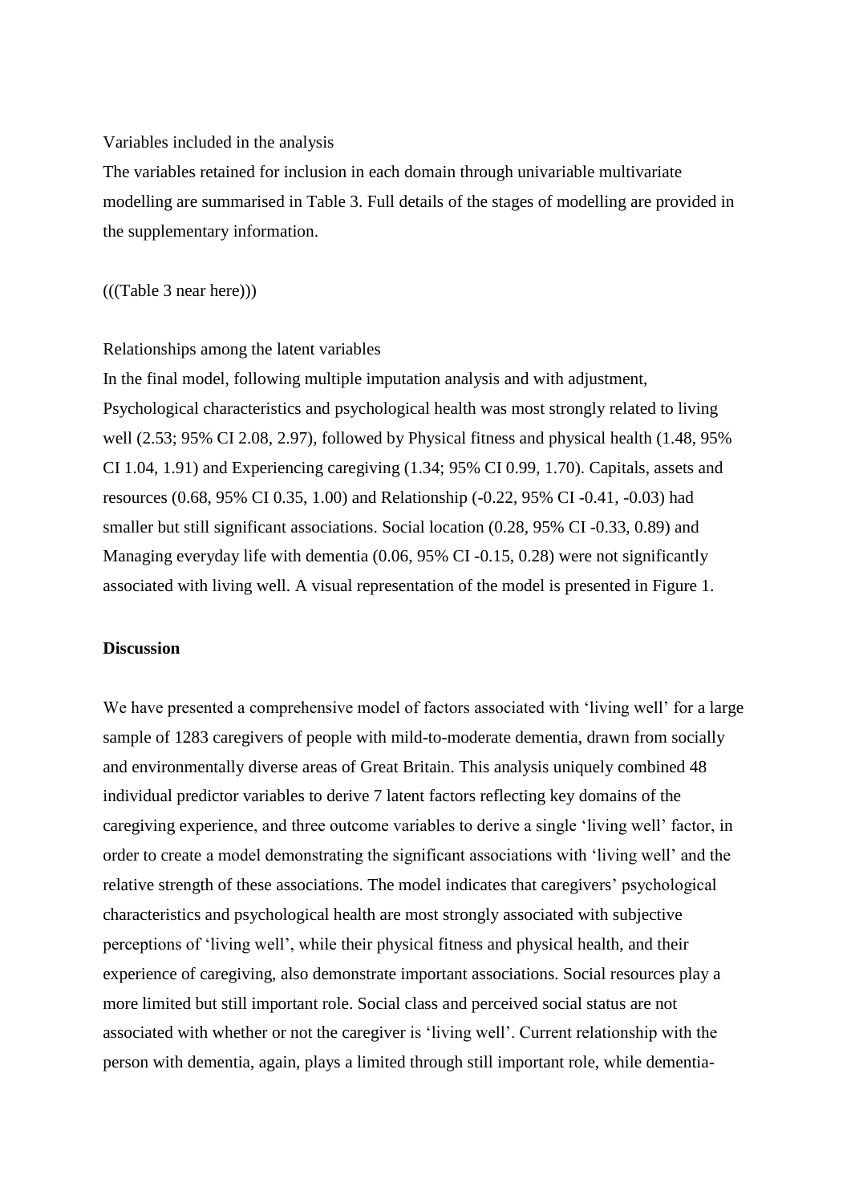Variables included in the analysis

The variables retained for inclusion in each domain through univariable multivariate modelling are summarised in Table 3. Full details of the stages of modelling are provided in the supplementary information.

(((Table 3 near here)))

Relationships among the latent variables

In the final model, following multiple imputation analysis and with adjustment, Psychological characteristics and psychological health was most strongly related to living well (2.53; 95% CI 2.08, 2.97), followed by Physical fitness and physical health (1.48, 95% CI 1.04, 1.91) and Experiencing caregiving (1.34; 95% CI 0.99, 1.70). Capitals, assets and resources (0.68, 95% CI 0.35, 1.00) and Relationship (-0.22, 95% CI -0.41, -0.03) had smaller but still significant associations. Social location (0.28, 95% CI -0.33, 0.89) and Managing everyday life with dementia (0.06, 95% CI -0.15, 0.28) were not significantly associated with living well. A visual representation of the model is presented in Figure 1.

**Discussion**

We have presented a comprehensive model of factors associated with 'living well' for a large sample of 1283 caregivers of people with mild-to-moderate dementia, drawn from socially and environmentally diverse areas of Great Britain. This analysis uniquely combined 48 individual predictor variables to derive 7 latent factors reflecting key domains of the caregiving experience, and three outcome variables to derive a single 'living well' factor, in order to create a model demonstrating the significant associations with 'living well' and the relative strength of these associations. The model indicates that caregivers' psychological characteristics and psychological health are most strongly associated with subjective perceptions of 'living well', while their physical fitness and physical health, and their experience of caregiving, also demonstrate important associations. Social resources play a more limited but still important role. Social class and perceived social status are not associated with whether or not the caregiver is 'living well'. Current relationship with the person with dementia, again, plays a limited through still important role, while dementia-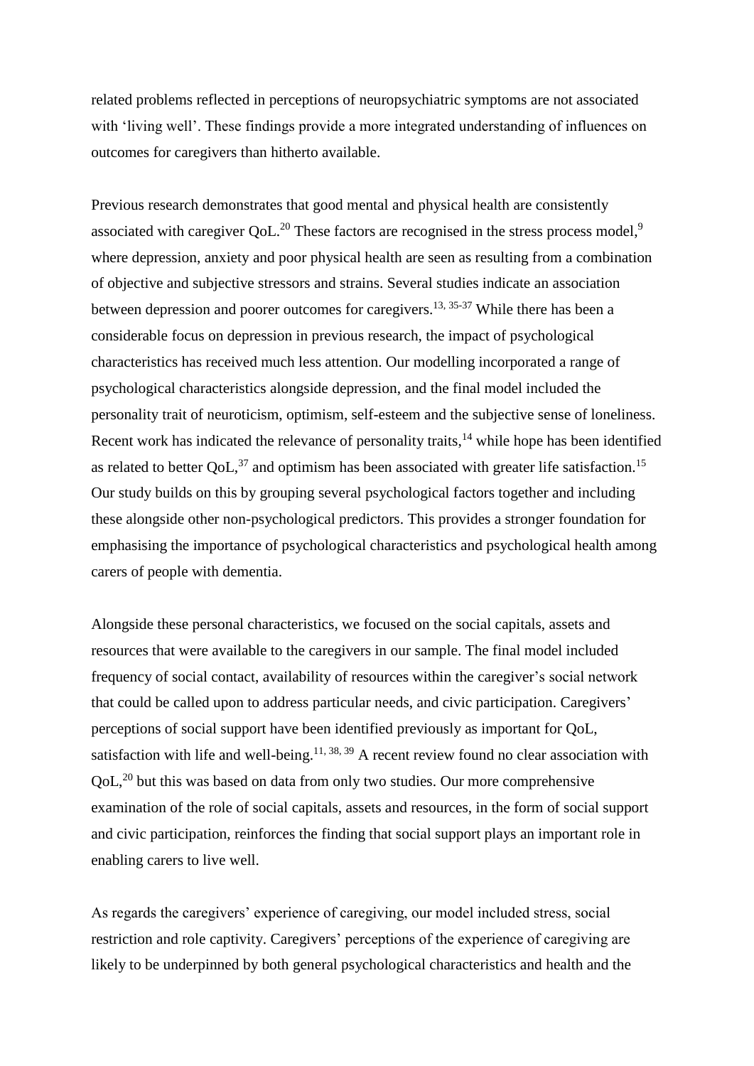related problems reflected in perceptions of neuropsychiatric symptoms are not associated with 'living well'. These findings provide a more integrated understanding of influences on outcomes for caregivers than hitherto available.

Previous research demonstrates that good mental and physical health are consistently associated with caregiver QoL.[20] These factors are recognised in the stress process model,[9] where depression, anxiety and poor physical health are seen as resulting from a combination of objective and subjective stressors and strains. Several studies indicate an association between depression and poorer outcomes for caregivers.[13, 35-37] While there has been a considerable focus on depression in previous research, the impact of psychological characteristics has received much less attention. Our modelling incorporated a range of psychological characteristics alongside depression, and the final model included the personality trait of neuroticism, optimism, self-esteem and the subjective sense of loneliness. Recent work has indicated the relevance of personality traits,[14] while hope has been identified as related to better QoL,[37] and optimism has been associated with greater life satisfaction.[15] Our study builds on this by grouping several psychological factors together and including these alongside other non-psychological predictors. This provides a stronger foundation for emphasising the importance of psychological characteristics and psychological health among carers of people with dementia.

Alongside these personal characteristics, we focused on the social capitals, assets and resources that were available to the caregivers in our sample. The final model included frequency of social contact, availability of resources within the caregiver's social network that could be called upon to address particular needs, and civic participation. Caregivers' perceptions of social support have been identified previously as important for QoL, satisfaction with life and well-being.[11, 38, 39] A recent review found no clear association with QoL,[20] but this was based on data from only two studies. Our more comprehensive examination of the role of social capitals, assets and resources, in the form of social support and civic participation, reinforces the finding that social support plays an important role in enabling carers to live well.

As regards the caregivers' experience of caregiving, our model included stress, social restriction and role captivity. Caregivers' perceptions of the experience of caregiving are likely to be underpinned by both general psychological characteristics and health and the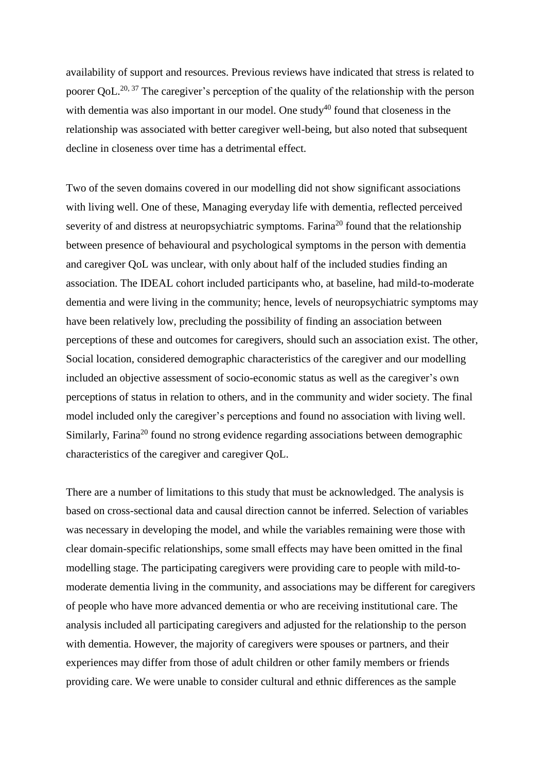availability of support and resources. Previous reviews have indicated that stress is related to poorer QoL.[20, 37] The caregiver's perception of the quality of the relationship with the person with dementia was also important in our model. One study[40] found that closeness in the relationship was associated with better caregiver well-being, but also noted that subsequent decline in closeness over time has a detrimental effect.

Two of the seven domains covered in our modelling did not show significant associations with living well. One of these, Managing everyday life with dementia, reflected perceived severity of and distress at neuropsychiatric symptoms. Farina[20] found that the relationship between presence of behavioural and psychological symptoms in the person with dementia and caregiver QoL was unclear, with only about half of the included studies finding an association. The IDEAL cohort included participants who, at baseline, had mild-to-moderate dementia and were living in the community; hence, levels of neuropsychiatric symptoms may have been relatively low, precluding the possibility of finding an association between perceptions of these and outcomes for caregivers, should such an association exist. The other, Social location, considered demographic characteristics of the caregiver and our modelling included an objective assessment of socio-economic status as well as the caregiver's own perceptions of status in relation to others, and in the community and wider society. The final model included only the caregiver's perceptions and found no association with living well. Similarly, Farina[20] found no strong evidence regarding associations between demographic characteristics of the caregiver and caregiver QoL.

There are a number of limitations to this study that must be acknowledged. The analysis is based on cross-sectional data and causal direction cannot be inferred. Selection of variables was necessary in developing the model, and while the variables remaining were those with clear domain-specific relationships, some small effects may have been omitted in the final modelling stage. The participating caregivers were providing care to people with mild-to-moderate dementia living in the community, and associations may be different for caregivers of people who have more advanced dementia or who are receiving institutional care. The analysis included all participating caregivers and adjusted for the relationship to the person with dementia. However, the majority of caregivers were spouses or partners, and their experiences may differ from those of adult children or other family members or friends providing care. We were unable to consider cultural and ethnic differences as the sample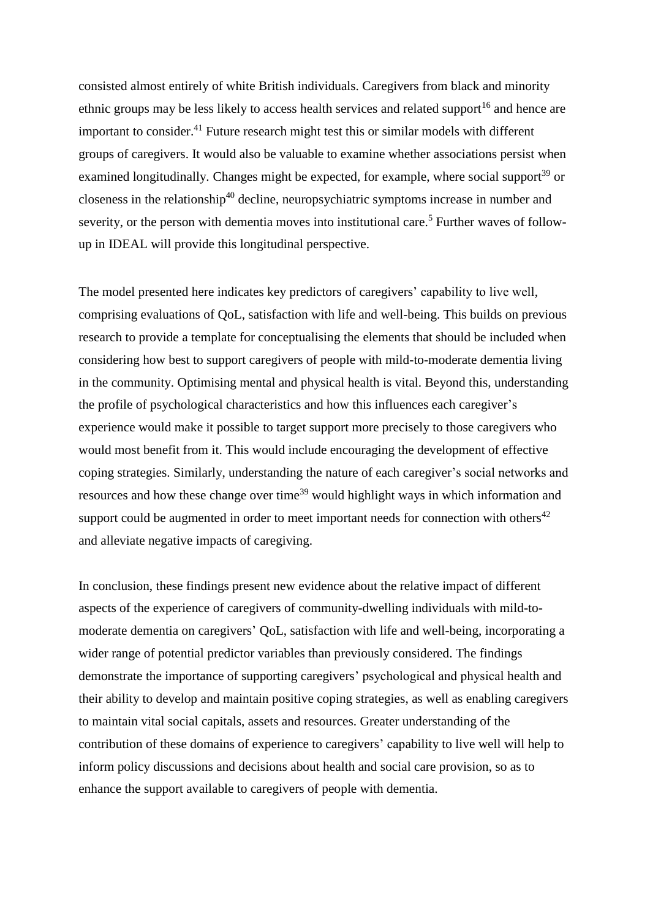consisted almost entirely of white British individuals. Caregivers from black and minority ethnic groups may be less likely to access health services and related support[16] and hence are important to consider.[41] Future research might test this or similar models with different groups of caregivers. It would also be valuable to examine whether associations persist when examined longitudinally. Changes might be expected, for example, where social support[39] or closeness in the relationship[40] decline, neuropsychiatric symptoms increase in number and severity, or the person with dementia moves into institutional care.[5] Further waves of follow-up in IDEAL will provide this longitudinal perspective.

The model presented here indicates key predictors of caregivers' capability to live well, comprising evaluations of QoL, satisfaction with life and well-being. This builds on previous research to provide a template for conceptualising the elements that should be included when considering how best to support caregivers of people with mild-to-moderate dementia living in the community. Optimising mental and physical health is vital. Beyond this, understanding the profile of psychological characteristics and how this influences each caregiver's experience would make it possible to target support more precisely to those caregivers who would most benefit from it. This would include encouraging the development of effective coping strategies. Similarly, understanding the nature of each caregiver's social networks and resources and how these change over time[39] would highlight ways in which information and support could be augmented in order to meet important needs for connection with others[42] and alleviate negative impacts of caregiving.

In conclusion, these findings present new evidence about the relative impact of different aspects of the experience of caregivers of community-dwelling individuals with mild-to-moderate dementia on caregivers' QoL, satisfaction with life and well-being, incorporating a wider range of potential predictor variables than previously considered. The findings demonstrate the importance of supporting caregivers' psychological and physical health and their ability to develop and maintain positive coping strategies, as well as enabling caregivers to maintain vital social capitals, assets and resources. Greater understanding of the contribution of these domains of experience to caregivers' capability to live well will help to inform policy discussions and decisions about health and social care provision, so as to enhance the support available to caregivers of people with dementia.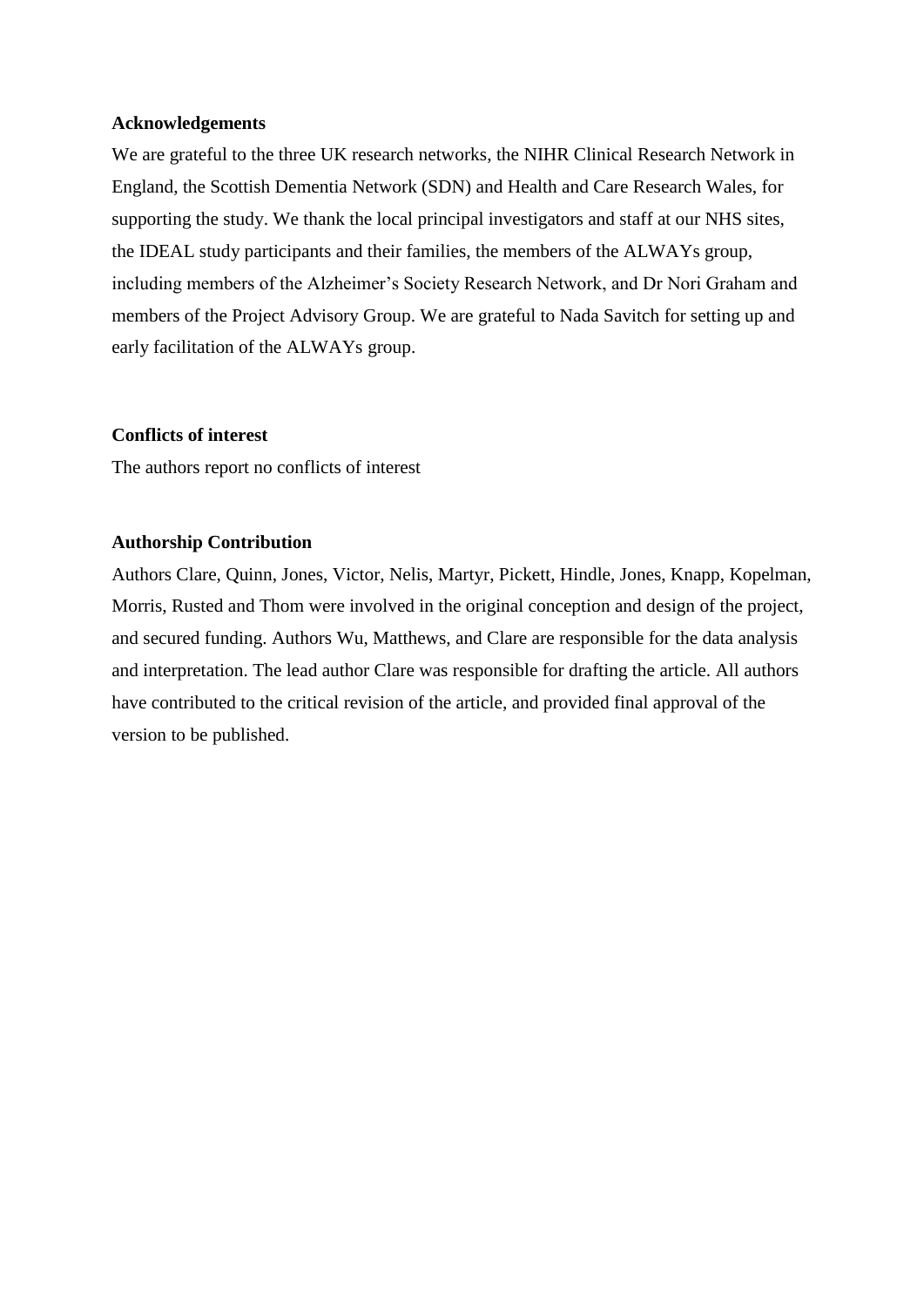**Acknowledgements**

We are grateful to the three UK research networks, the NIHR Clinical Research Network in England, the Scottish Dementia Network (SDN) and Health and Care Research Wales, for supporting the study. We thank the local principal investigators and staff at our NHS sites, the IDEAL study participants and their families, the members of the ALWAYs group, including members of the Alzheimer's Society Research Network, and Dr Nori Graham and members of the Project Advisory Group. We are grateful to Nada Savitch for setting up and early facilitation of the ALWAYs group.

**Conflicts of interest**

The authors report no conflicts of interest

**Authorship Contribution**

Authors Clare, Quinn, Jones, Victor, Nelis, Martyr, Pickett, Hindle, Jones, Knapp, Kopelman, Morris, Rusted and Thom were involved in the original conception and design of the project, and secured funding. Authors Wu, Matthews, and Clare are responsible for the data analysis and interpretation. The lead author Clare was responsible for drafting the article. All authors have contributed to the critical revision of the article, and provided final approval of the version to be published.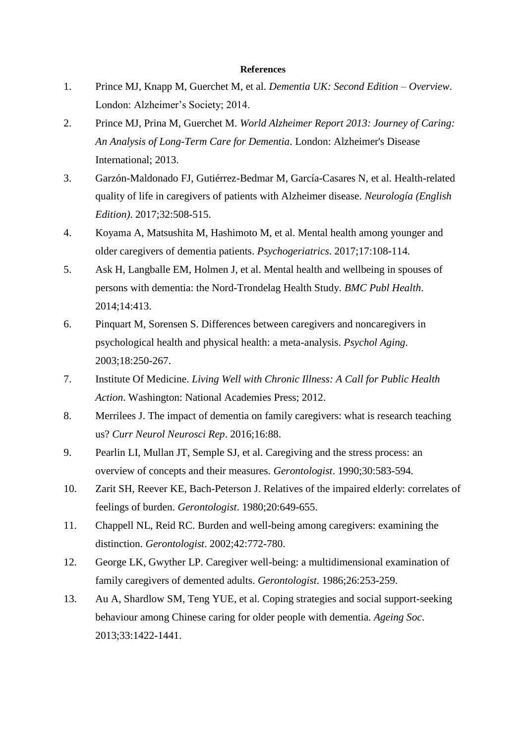**References**

1. Prince MJ, Knapp M, Guerchet M, et al. *Dementia UK: Second Edition – Overview*. London: Alzheimer's Society; 2014.
2. Prince MJ, Prina M, Guerchet M. *World Alzheimer Report 2013: Journey of Caring: An Analysis of Long-Term Care for Dementia*. London: Alzheimer's Disease International; 2013.
3. Garzón-Maldonado FJ, Gutiérrez-Bedmar M, García-Casares N, et al. Health-related quality of life in caregivers of patients with Alzheimer disease. *Neurología (English Edition)*. 2017;32:508-515.
4. Koyama A, Matsushita M, Hashimoto M, et al. Mental health among younger and older caregivers of dementia patients. *Psychogeriatrics*. 2017;17:108-114.
5. Ask H, Langballe EM, Holmen J, et al. Mental health and wellbeing in spouses of persons with dementia: the Nord-Trondelag Health Study. *BMC Publ Health*. 2014;14:413.
6. Pinquart M, Sorensen S. Differences between caregivers and noncaregivers in psychological health and physical health: a meta-analysis. *Psychol Aging*. 2003;18:250-267.
7. Institute Of Medicine. *Living Well with Chronic Illness: A Call for Public Health Action*. Washington: National Academies Press; 2012.
8. Merrilees J. The impact of dementia on family caregivers: what is research teaching us? *Curr Neurol Neurosci Rep*. 2016;16:88.
9. Pearlin LI, Mullan JT, Semple SJ, et al. Caregiving and the stress process: an overview of concepts and their measures. *Gerontologist*. 1990;30:583-594.
10. Zarit SH, Reever KE, Bach-Peterson J. Relatives of the impaired elderly: correlates of feelings of burden. *Gerontologist*. 1980;20:649-655.
11. Chappell NL, Reid RC. Burden and well-being among caregivers: examining the distinction. *Gerontologist*. 2002;42:772-780.
12. George LK, Gwyther LP. Caregiver well-being: a multidimensional examination of family caregivers of demented adults. *Gerontologist*. 1986;26:253-259.
13. Au A, Shardlow SM, Teng YUE, et al. Coping strategies and social support-seeking behaviour among Chinese caring for older people with dementia. *Ageing Soc*. 2013;33:1422-1441.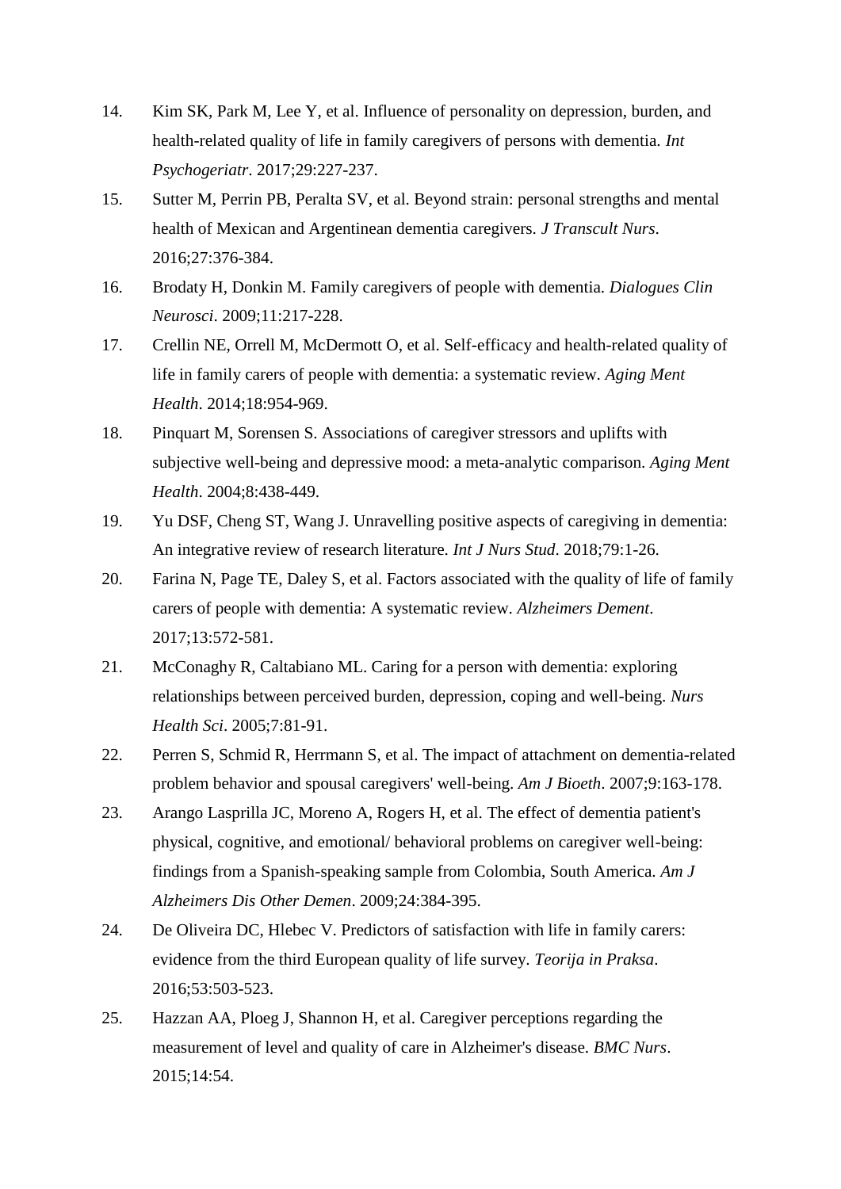14. Kim SK, Park M, Lee Y, et al. Influence of personality on depression, burden, and health-related quality of life in family caregivers of persons with dementia. *Int Psychogeriatr*. 2017;29:227-237.
15. Sutter M, Perrin PB, Peralta SV, et al. Beyond strain: personal strengths and mental health of Mexican and Argentinean dementia caregivers. *J Transcult Nurs*. 2016;27:376-384.
16. Brodaty H, Donkin M. Family caregivers of people with dementia. *Dialogues Clin Neurosci*. 2009;11:217-228.
17. Crellin NE, Orrell M, McDermott O, et al. Self-efficacy and health-related quality of life in family carers of people with dementia: a systematic review. *Aging Ment Health*. 2014;18:954-969.
18. Pinquart M, Sorensen S. Associations of caregiver stressors and uplifts with subjective well-being and depressive mood: a meta-analytic comparison. *Aging Ment Health*. 2004;8:438-449.
19. Yu DSF, Cheng ST, Wang J. Unravelling positive aspects of caregiving in dementia: An integrative review of research literature. *Int J Nurs Stud*. 2018;79:1-26.
20. Farina N, Page TE, Daley S, et al. Factors associated with the quality of life of family carers of people with dementia: A systematic review. *Alzheimers Dement*. 2017;13:572-581.
21. McConaghy R, Caltabiano ML. Caring for a person with dementia: exploring relationships between perceived burden, depression, coping and well-being. *Nurs Health Sci*. 2005;7:81-91.
22. Perren S, Schmid R, Herrmann S, et al. The impact of attachment on dementia-related problem behavior and spousal caregivers' well-being. *Am J Bioeth*. 2007;9:163-178.
23. Arango Lasprilla JC, Moreno A, Rogers H, et al. The effect of dementia patient's physical, cognitive, and emotional/ behavioral problems on caregiver well-being: findings from a Spanish-speaking sample from Colombia, South America. *Am J Alzheimers Dis Other Demen*. 2009;24:384-395.
24. De Oliveira DC, Hlebec V. Predictors of satisfaction with life in family carers: evidence from the third European quality of life survey. *Teorija in Praksa*. 2016;53:503-523.
25. Hazzan AA, Ploeg J, Shannon H, et al. Caregiver perceptions regarding the measurement of level and quality of care in Alzheimer's disease. *BMC Nurs*. 2015;14:54.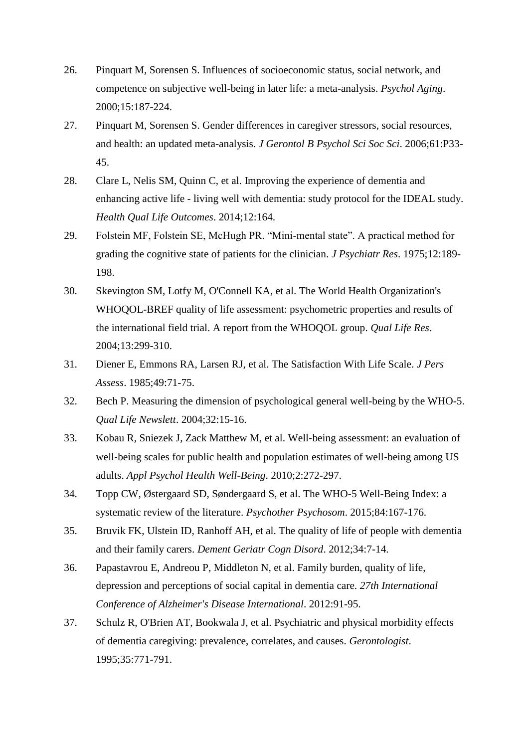26. Pinquart M, Sorensen S. Influences of socioeconomic status, social network, and competence on subjective well-being in later life: a meta-analysis. *Psychol Aging*. 2000;15:187-224.
27. Pinquart M, Sorensen S. Gender differences in caregiver stressors, social resources, and health: an updated meta-analysis. *J Gerontol B Psychol Sci Soc Sci*. 2006;61:P33-45.
28. Clare L, Nelis SM, Quinn C, et al. Improving the experience of dementia and enhancing active life - living well with dementia: study protocol for the IDEAL study. *Health Qual Life Outcomes*. 2014;12:164.
29. Folstein MF, Folstein SE, McHugh PR. "Mini-mental state". A practical method for grading the cognitive state of patients for the clinician. *J Psychiatr Res*. 1975;12:189-198.
30. Skevington SM, Lotfy M, O'Connell KA, et al. The World Health Organization's WHOQOL-BREF quality of life assessment: psychometric properties and results of the international field trial. A report from the WHOQOL group. *Qual Life Res*. 2004;13:299-310.
31. Diener E, Emmons RA, Larsen RJ, et al. The Satisfaction With Life Scale. *J Pers Assess*. 1985;49:71-75.
32. Bech P. Measuring the dimension of psychological general well-being by the WHO-5. *Qual Life Newslett*. 2004;32:15-16.
33. Kobau R, Sniezek J, Zack Matthew M, et al. Well-being assessment: an evaluation of well-being scales for public health and population estimates of well-being among US adults. *Appl Psychol Health Well-Being*. 2010;2:272-297.
34. Topp CW, Østergaard SD, Søndergaard S, et al. The WHO-5 Well-Being Index: a systematic review of the literature. *Psychother Psychosom*. 2015;84:167-176.
35. Bruvik FK, Ulstein ID, Ranhoff AH, et al. The quality of life of people with dementia and their family carers. *Dement Geriatr Cogn Disord*. 2012;34:7-14.
36. Papastavrou E, Andreou P, Middleton N, et al. Family burden, quality of life, depression and perceptions of social capital in dementia care. *27th International Conference of Alzheimer's Disease International*. 2012:91-95.
37. Schulz R, O'Brien AT, Bookwala J, et al. Psychiatric and physical morbidity effects of dementia caregiving: prevalence, correlates, and causes. *Gerontologist*. 1995;35:771-791.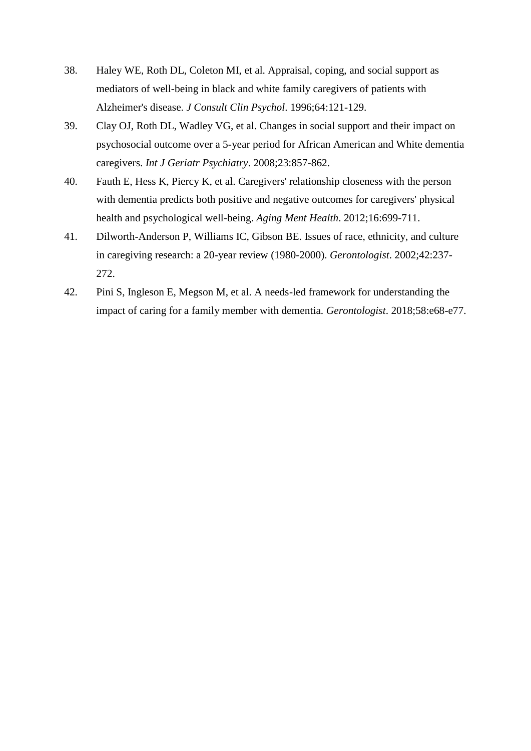38. Haley WE, Roth DL, Coleton MI, et al. Appraisal, coping, and social support as mediators of well-being in black and white family caregivers of patients with Alzheimer's disease. *J Consult Clin Psychol*. 1996;64:121-129.

39. Clay OJ, Roth DL, Wadley VG, et al. Changes in social support and their impact on psychosocial outcome over a 5-year period for African American and White dementia caregivers. *Int J Geriatr Psychiatry*. 2008;23:857-862.

40. Fauth E, Hess K, Piercy K, et al. Caregivers' relationship closeness with the person with dementia predicts both positive and negative outcomes for caregivers' physical health and psychological well-being. *Aging Ment Health*. 2012;16:699-711.

41. Dilworth-Anderson P, Williams IC, Gibson BE. Issues of race, ethnicity, and culture in caregiving research: a 20-year review (1980-2000). *Gerontologist*. 2002;42:237-272.

42. Pini S, Ingleson E, Megson M, et al. A needs-led framework for understanding the impact of caring for a family member with dementia. *Gerontologist*. 2018;58:e68-e77.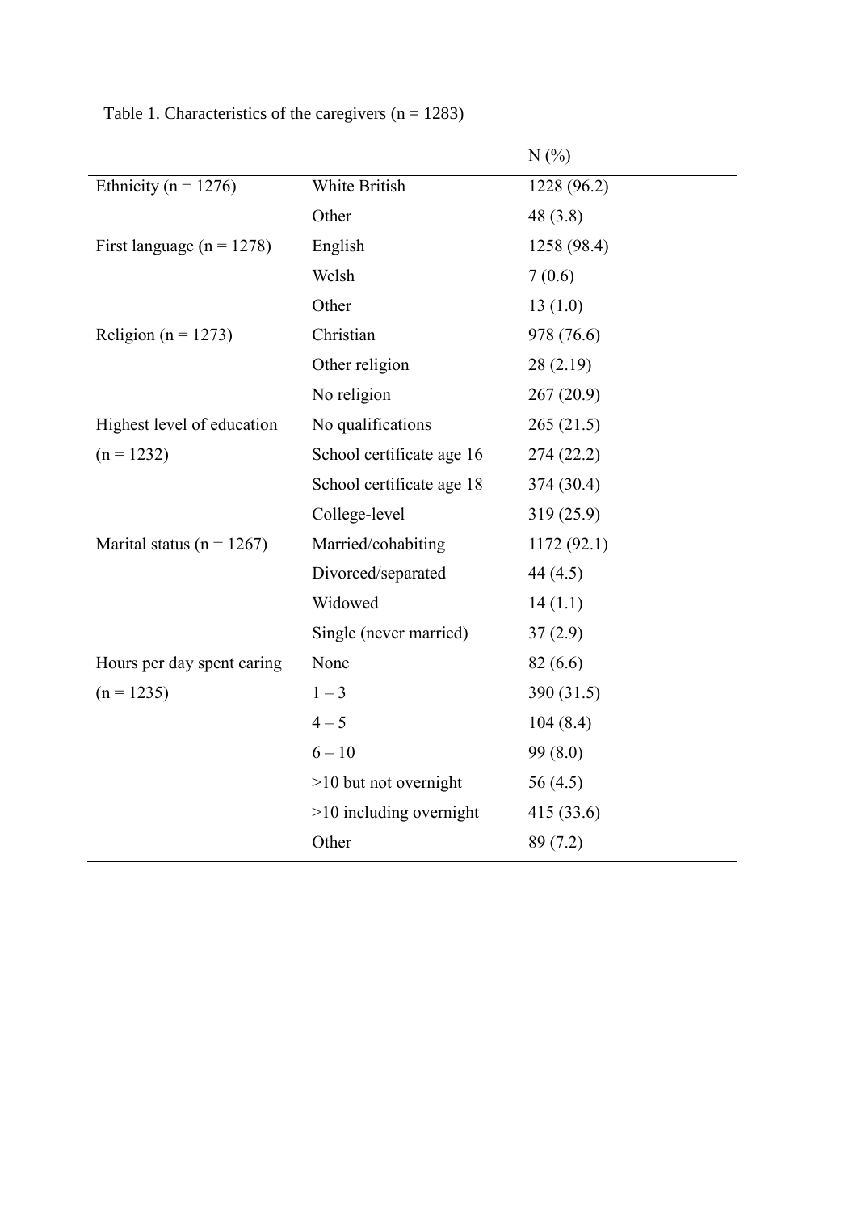Table 1. Characteristics of the caregivers (n = 1283)

| | | N (%) |
|---|---|---|
| Ethnicity (n = 1276) | White British | 1228 (96.2) |
| | Other | 48 (3.8) |
| First language (n = 1278) | English | 1258 (98.4) |
| | Welsh | 7 (0.6) |
| | Other | 13 (1.0) |
| Religion (n = 1273) | Christian | 978 (76.6) |
| | Other religion | 28 (2.19) |
| | No religion | 267 (20.9) |
| Highest level of education (n = 1232) | No qualifications | 265 (21.5) |
| | School certificate age 16 | 274 (22.2) |
| | School certificate age 18 | 374 (30.4) |
| | College-level | 319 (25.9) |
| Marital status (n = 1267) | Married/cohabiting | 1172 (92.1) |
| | Divorced/separated | 44 (4.5) |
| | Widowed | 14 (1.1) |
| | Single (never married) | 37 (2.9) |
| Hours per day spent caring (n = 1235) | None | 82 (6.6) |
| | 1 – 3 | 390 (31.5) |
| | 4 – 5 | 104 (8.4) |
| | 6 – 10 | 99 (8.0) |
| | >10 but not overnight | 56 (4.5) |
| | >10 including overnight | 415 (33.6) |
| | Other | 89 (7.2) |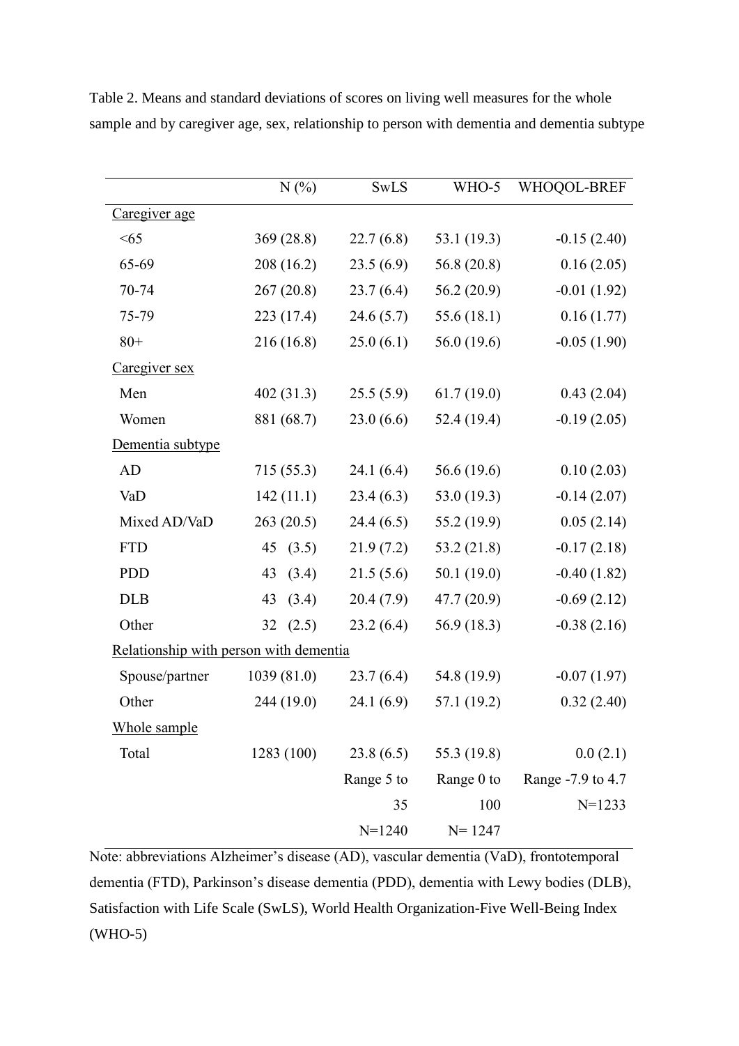Table 2. Means and standard deviations of scores on living well measures for the whole sample and by caregiver age, sex, relationship to person with dementia and dementia subtype

| | N (%) | SwLS | WHO-5 | WHOQOL-BREF |
|---|---|---|---|---|
| Caregiver age | | | | |
| <65 | 369 (28.8) | 22.7 (6.8) | 53.1 (19.3) | -0.15 (2.40) |
| 65-69 | 208 (16.2) | 23.5 (6.9) | 56.8 (20.8) | 0.16 (2.05) |
| 70-74 | 267 (20.8) | 23.7 (6.4) | 56.2 (20.9) | -0.01 (1.92) |
| 75-79 | 223 (17.4) | 24.6 (5.7) | 55.6 (18.1) | 0.16 (1.77) |
| 80+ | 216 (16.8) | 25.0 (6.1) | 56.0 (19.6) | -0.05 (1.90) |
| Caregiver sex | | | | |
| Men | 402 (31.3) | 25.5 (5.9) | 61.7 (19.0) | 0.43 (2.04) |
| Women | 881 (68.7) | 23.0 (6.6) | 52.4 (19.4) | -0.19 (2.05) |
| Dementia subtype | | | | |
| AD | 715 (55.3) | 24.1 (6.4) | 56.6 (19.6) | 0.10 (2.03) |
| VaD | 142 (11.1) | 23.4 (6.3) | 53.0 (19.3) | -0.14 (2.07) |
| Mixed AD/VaD | 263 (20.5) | 24.4 (6.5) | 55.2 (19.9) | 0.05 (2.14) |
| FTD | 45 (3.5) | 21.9 (7.2) | 53.2 (21.8) | -0.17 (2.18) |
| PDD | 43 (3.4) | 21.5 (5.6) | 50.1 (19.0) | -0.40 (1.82) |
| DLB | 43 (3.4) | 20.4 (7.9) | 47.7 (20.9) | -0.69 (2.12) |
| Other | 32 (2.5) | 23.2 (6.4) | 56.9 (18.3) | -0.38 (2.16) |
| Relationship with person with dementia | | | | |
| Spouse/partner | 1039 (81.0) | 23.7 (6.4) | 54.8 (19.9) | -0.07 (1.97) |
| Other | 244 (19.0) | 24.1 (6.9) | 57.1 (19.2) | 0.32 (2.40) |
| Whole sample | | | | |
| Total | 1283 (100) | 23.8 (6.5) | 55.3 (19.8) | 0.0 (2.1) |
| | | Range 5 to 35 N=1240 | Range 0 to 100 N= 1247 | Range -7.9 to 4.7 N=1233 |

Note: abbreviations Alzheimer's disease (AD), vascular dementia (VaD), frontotemporal dementia (FTD), Parkinson's disease dementia (PDD), dementia with Lewy bodies (DLB), Satisfaction with Life Scale (SwLS), World Health Organization-Five Well-Being Index (WHO-5)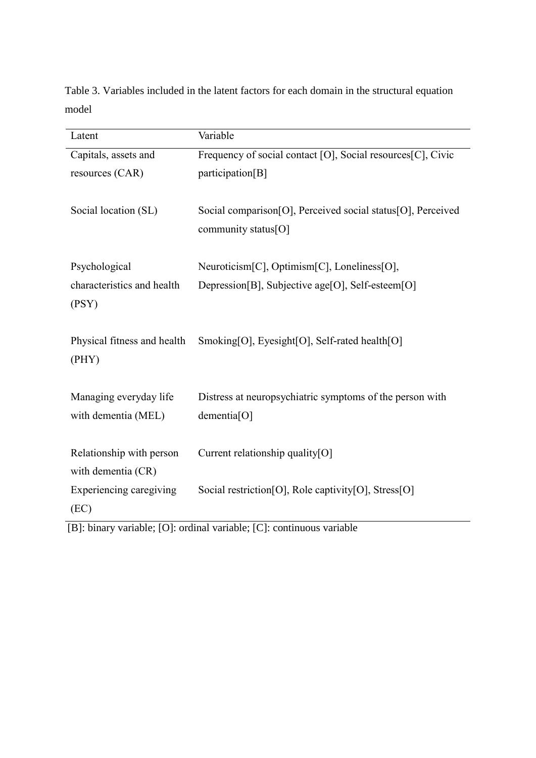Table 3. Variables included in the latent factors for each domain in the structural equation model

| Latent | Variable |
|---|---|
| Capitals, assets and resources (CAR) | Frequency of social contact [O], Social resources[C], Civic participation[B] |
| Social location (SL) | Social comparison[O], Perceived social status[O], Perceived community status[O] |
| Psychological characteristics and health (PSY) | Neuroticism[C], Optimism[C], Loneliness[O], Depression[B], Subjective age[O], Self-esteem[O] |
| Physical fitness and health (PHY) | Smoking[O], Eyesight[O], Self-rated health[O] |
| Managing everyday life with dementia (MEL) | Distress at neuropsychiatric symptoms of the person with dementia[O] |
| Relationship with person with dementia (CR) | Current relationship quality[O] |
| Experiencing caregiving (EC) | Social restriction[O], Role captivity[O], Stress[O] |

[B]: binary variable; [O]: ordinal variable; [C]: continuous variable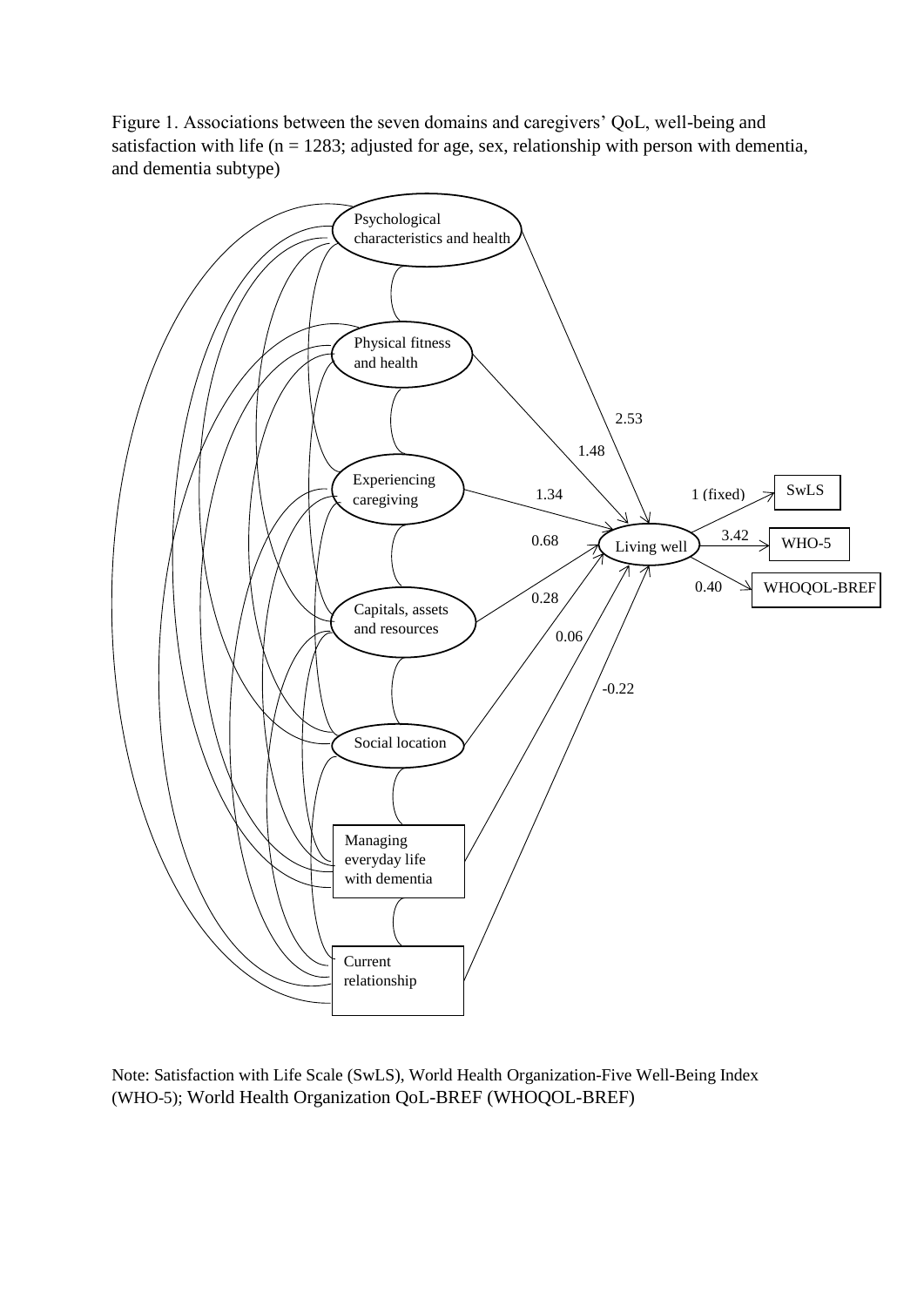Figure 1. Associations between the seven domains and caregivers' QoL, well-being and satisfaction with life (n = 1283; adjusted for age, sex, relationship with person with dementia, and dementia subtype)

Psychological characteristics and health

Physical fitness and health

Experiencing caregiving

Capitals, assets and resources

Social location

Managing everyday life with dementia

Current relationship

2.53

1.48

1.34

0.68

0.28

0.06

-0.22

Living well

1 (fixed)

3.42

0.40

SwLS

WHO-5

WHOQOL-BREF

Note: Satisfaction with Life Scale (SwLS), World Health Organization-Five Well-Being Index (WHO-5); World Health Organization QoL-BREF (WHOQOL-BREF)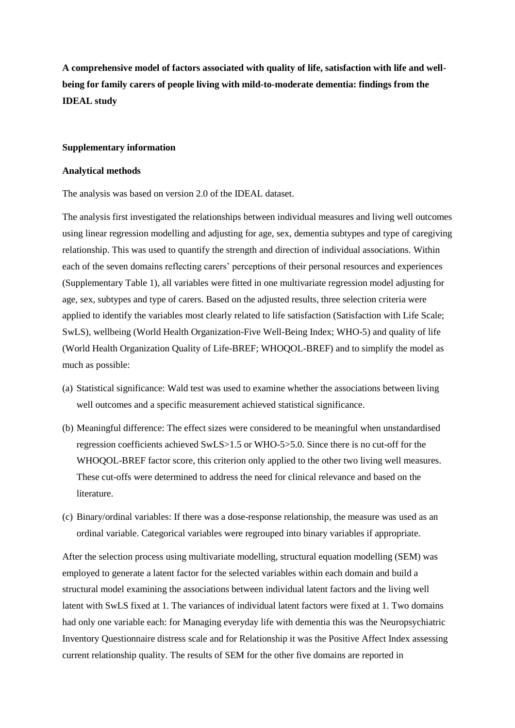**A comprehensive model of factors associated with quality of life, satisfaction with life and well-being for family carers of people living with mild-to-moderate dementia: findings from the IDEAL study**

**Supplementary information**

**Analytical methods**

The analysis was based on version 2.0 of the IDEAL dataset.

The analysis first investigated the relationships between individual measures and living well outcomes using linear regression modelling and adjusting for age, sex, dementia subtypes and type of caregiving relationship. This was used to quantify the strength and direction of individual associations. Within each of the seven domains reflecting carers' perceptions of their personal resources and experiences (Supplementary Table 1), all variables were fitted in one multivariate regression model adjusting for age, sex, subtypes and type of carers. Based on the adjusted results, three selection criteria were applied to identify the variables most clearly related to life satisfaction (Satisfaction with Life Scale; SwLS), wellbeing (World Health Organization-Five Well-Being Index; WHO-5) and quality of life (World Health Organization Quality of Life-BREF; WHOQOL-BREF) and to simplify the model as much as possible:

(a) Statistical significance: Wald test was used to examine whether the associations between living well outcomes and a specific measurement achieved statistical significance.

(b) Meaningful difference: The effect sizes were considered to be meaningful when unstandardised regression coefficients achieved SwLS>1.5 or WHO-5>5.0. Since there is no cut-off for the WHOQOL-BREF factor score, this criterion only applied to the other two living well measures. These cut-offs were determined to address the need for clinical relevance and based on the literature.

(c) Binary/ordinal variables: If there was a dose-response relationship, the measure was used as an ordinal variable. Categorical variables were regrouped into binary variables if appropriate.

After the selection process using multivariate modelling, structural equation modelling (SEM) was employed to generate a latent factor for the selected variables within each domain and build a structural model examining the associations between individual latent factors and the living well latent with SwLS fixed at 1. The variances of individual latent factors were fixed at 1. Two domains had only one variable each: for Managing everyday life with dementia this was the Neuropsychiatric Inventory Questionnaire distress scale and for Relationship it was the Positive Affect Index assessing current relationship quality. The results of SEM for the other five domains are reported in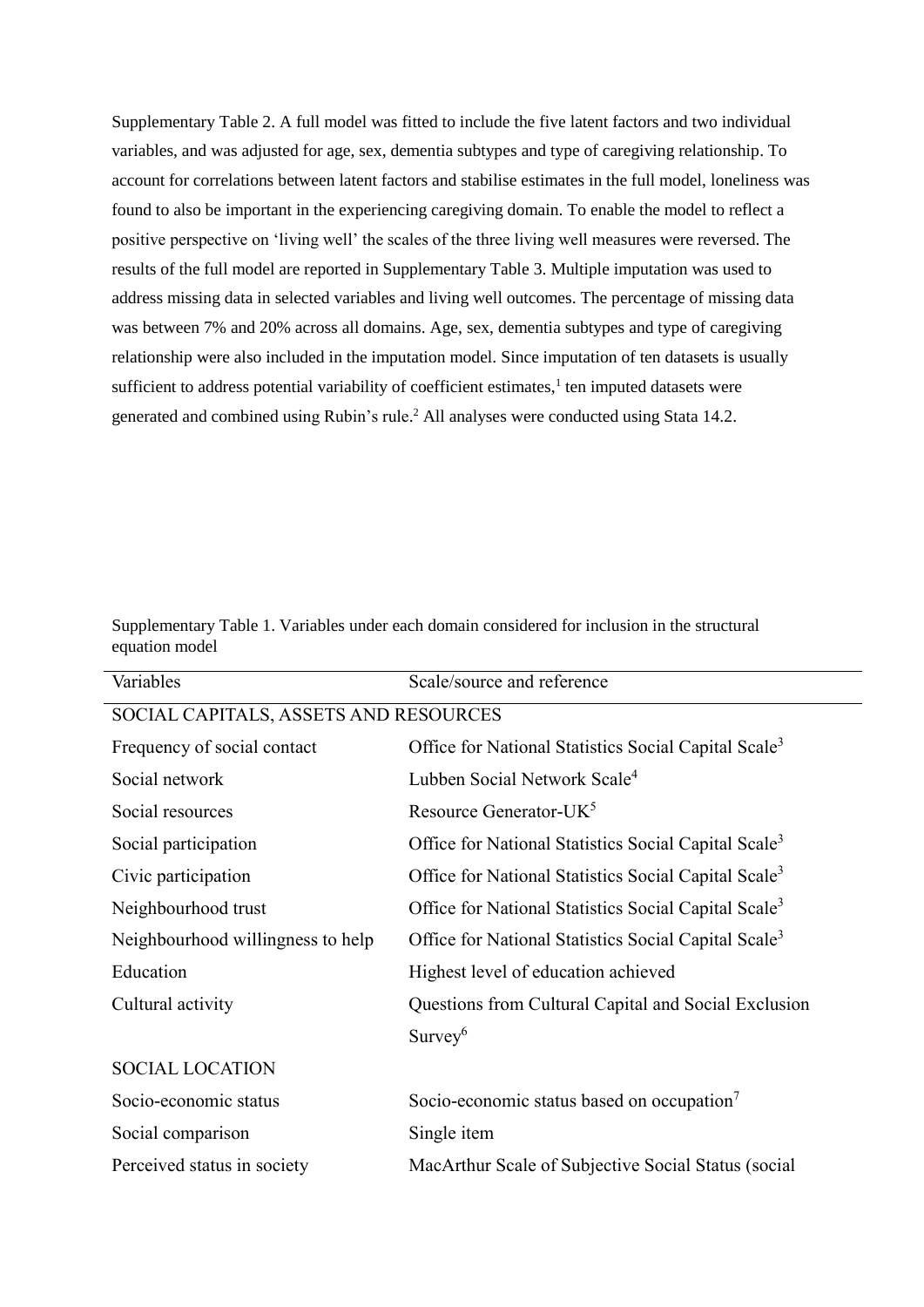Supplementary Table 2. A full model was fitted to include the five latent factors and two individual variables, and was adjusted for age, sex, dementia subtypes and type of caregiving relationship. To account for correlations between latent factors and stabilise estimates in the full model, loneliness was found to also be important in the experiencing caregiving domain. To enable the model to reflect a positive perspective on 'living well' the scales of the three living well measures were reversed. The results of the full model are reported in Supplementary Table 3. Multiple imputation was used to address missing data in selected variables and living well outcomes. The percentage of missing data was between 7% and 20% across all domains. Age, sex, dementia subtypes and type of caregiving relationship were also included in the imputation model. Since imputation of ten datasets is usually sufficient to address potential variability of coefficient estimates,[1] ten imputed datasets were generated and combined using Rubin's rule.[2] All analyses were conducted using Stata 14.2.

Supplementary Table 1. Variables under each domain considered for inclusion in the structural equation model

| Variables | Scale/source and reference |
| --- | --- |
| SOCIAL CAPITALS, ASSETS AND RESOURCES | |
| Frequency of social contact | Office for National Statistics Social Capital Scale[3] |
| Social network | Lubben Social Network Scale[4] |
| Social resources | Resource Generator-UK[5] |
| Social participation | Office for National Statistics Social Capital Scale[3] |
| Civic participation | Office for National Statistics Social Capital Scale[3] |
| Neighbourhood trust | Office for National Statistics Social Capital Scale[3] |
| Neighbourhood willingness to help | Office for National Statistics Social Capital Scale[3] |
| Education | Highest level of education achieved |
| Cultural activity | Questions from Cultural Capital and Social Exclusion Survey[6] |
| SOCIAL LOCATION | |
| Socio-economic status | Socio-economic status based on occupation[7] |
| Social comparison | Single item |
| Perceived status in society | MacArthur Scale of Subjective Social Status (social |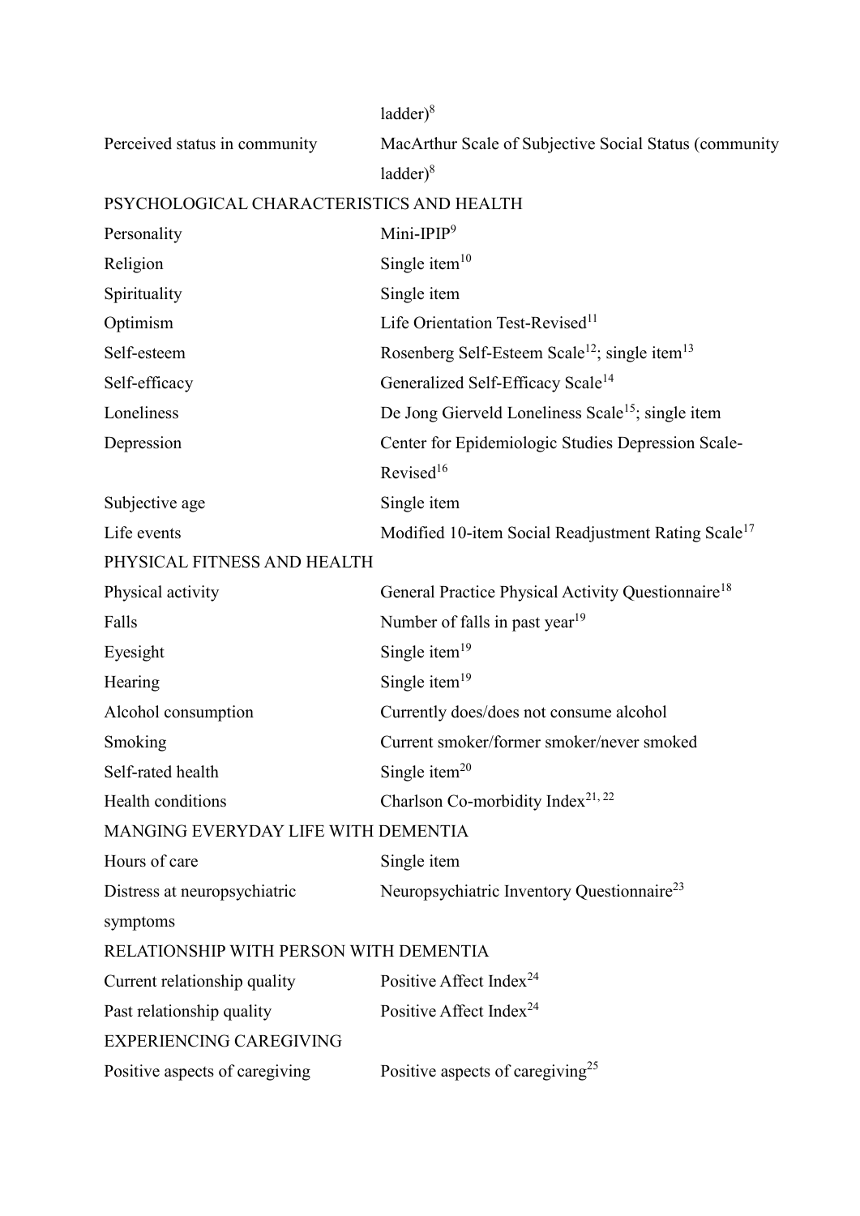| | |
|---|---|
| | ladder)[8] |
| Perceived status in community | MacArthur Scale of Subjective Social Status (community ladder)[8] |
| PSYCHOLOGICAL CHARACTERISTICS AND HEALTH | |
| Personality | Mini-IPIP[9] |
| Religion | Single item[10] |
| Spirituality | Single item |
| Optimism | Life Orientation Test-Revised[11] |
| Self-esteem | Rosenberg Self-Esteem Scale[12]; single item[13] |
| Self-efficacy | Generalized Self-Efficacy Scale[14] |
| Loneliness | De Jong Gierveld Loneliness Scale[15]; single item |
| Depression | Center for Epidemiologic Studies Depression Scale-Revised[16] |
| Subjective age | Single item |
| Life events | Modified 10-item Social Readjustment Rating Scale[17] |
| PHYSICAL FITNESS AND HEALTH | |
| Physical activity | General Practice Physical Activity Questionnaire[18] |
| Falls | Number of falls in past year[19] |
| Eyesight | Single item[19] |
| Hearing | Single item[19] |
| Alcohol consumption | Currently does/does not consume alcohol |
| Smoking | Current smoker/former smoker/never smoked |
| Self-rated health | Single item[20] |
| Health conditions | Charlson Co-morbidity Index[21, 22] |
| MANGING EVERYDAY LIFE WITH DEMENTIA | |
| Hours of care | Single item |
| Distress at neuropsychiatric symptoms | Neuropsychiatric Inventory Questionnaire[23] |
| RELATIONSHIP WITH PERSON WITH DEMENTIA | |
| Current relationship quality | Positive Affect Index[24] |
| Past relationship quality | Positive Affect Index[24] |
| EXPERIENCING CAREGIVING | |
| Positive aspects of caregiving | Positive aspects of caregiving[25] |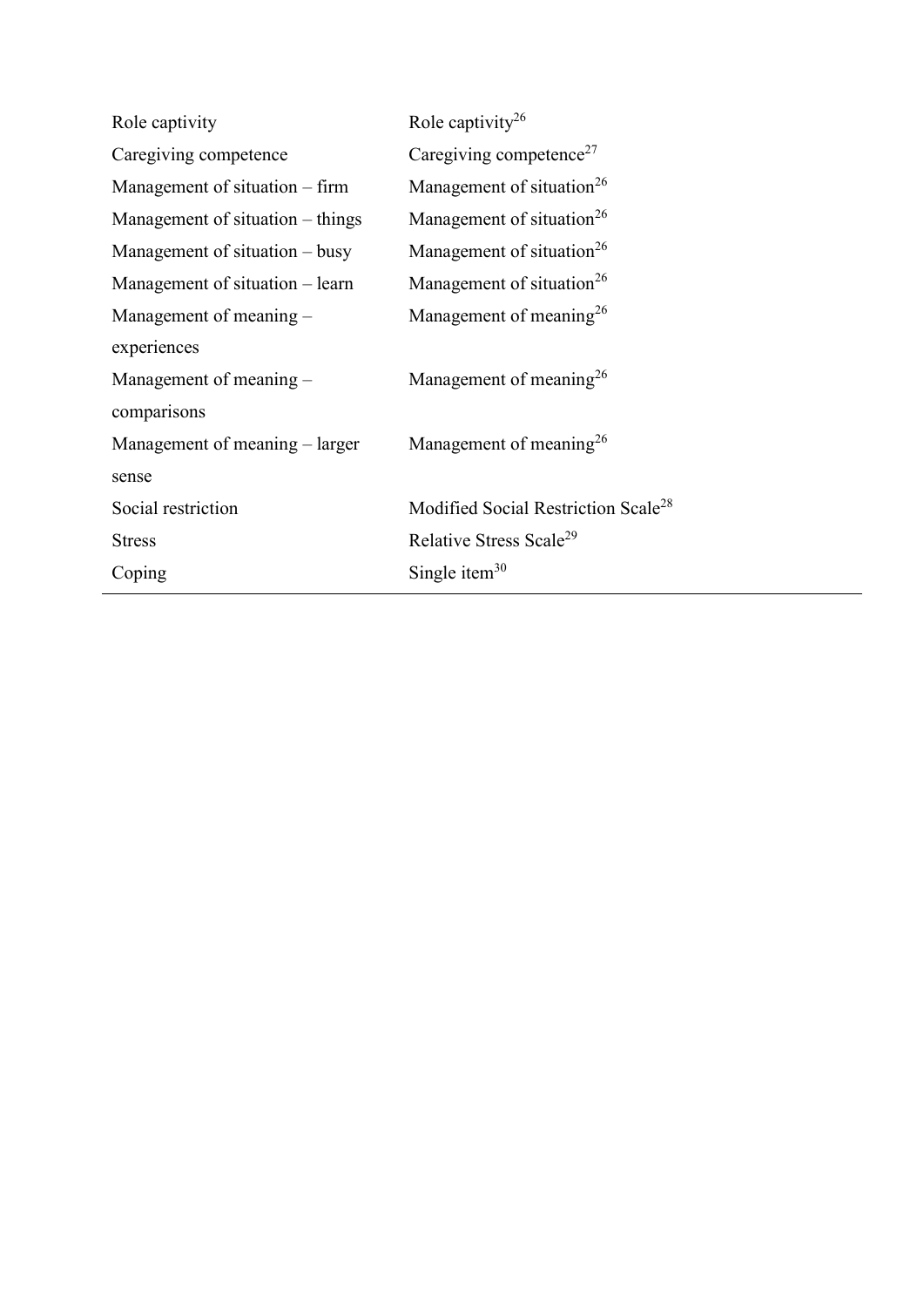| | |
|---|---|
| Role captivity | Role captivity[26] |
| Caregiving competence | Caregiving competence[27] |
| Management of situation – firm | Management of situation[26] |
| Management of situation – things | Management of situation[26] |
| Management of situation – busy | Management of situation[26] |
| Management of situation – learn | Management of situation[26] |
| Management of meaning – experiences | Management of meaning[26] |
| Management of meaning – comparisons | Management of meaning[26] |
| Management of meaning – larger sense | Management of meaning[26] |
| Social restriction | Modified Social Restriction Scale[28] |
| Stress | Relative Stress Scale[29] |
| Coping | Single item[30] |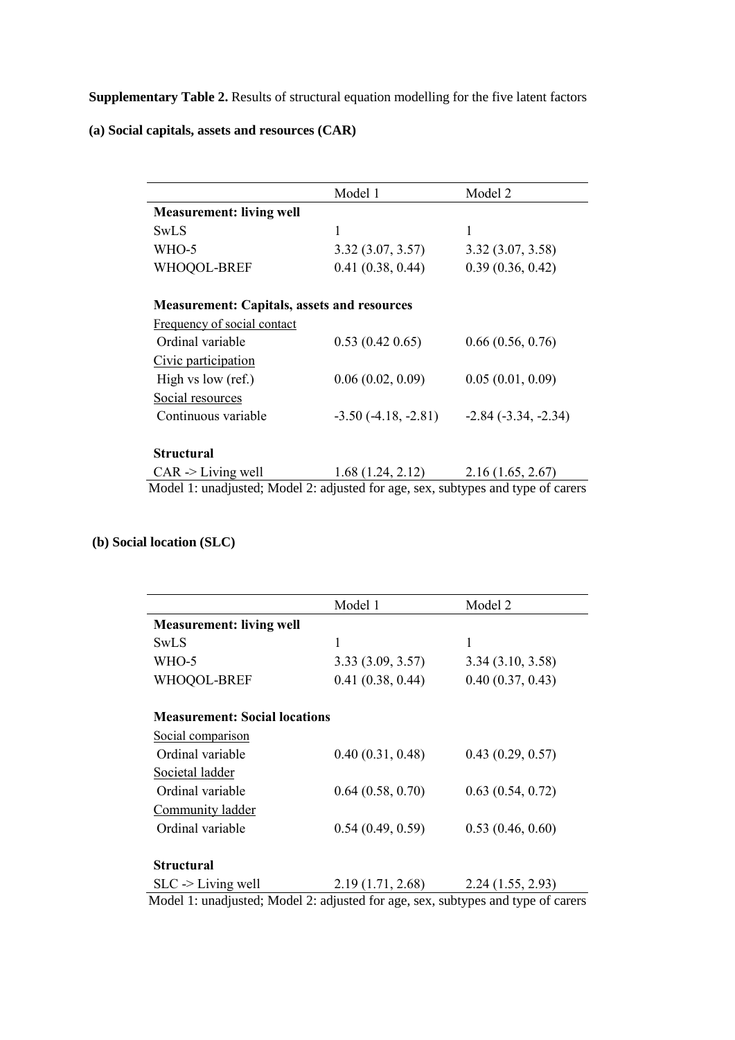**Supplementary Table 2.** Results of structural equation modelling for the five latent factors

**(a) Social capitals, assets and resources (CAR)**

| | Model 1 | Model 2 |
|---|---|---|
| **Measurement: living well** | | |
| SwLS | 1 | 1 |
| WHO-5 | 3.32 (3.07, 3.57) | 3.32 (3.07, 3.58) |
| WHOQOL-BREF | 0.41 (0.38, 0.44) | 0.39 (0.36, 0.42) |
| | | |
| **Measurement: Capitals, assets and resources** | | |
| Frequency of social contact | | |
| Ordinal variable | 0.53 (0.42 0.65) | 0.66 (0.56, 0.76) |
| Civic participation | | |
| High vs low (ref.) | 0.06 (0.02, 0.09) | 0.05 (0.01, 0.09) |
| Social resources | | |
| Continuous variable | -3.50 (-4.18, -2.81) | -2.84 (-3.34, -2.34) |
| | | |
| **Structural** | | |
| CAR -> Living well | 1.68 (1.24, 2.12) | 2.16 (1.65, 2.67) |

Model 1: unadjusted; Model 2: adjusted for age, sex, subtypes and type of carers

**(b) Social location (SLC)**

| | Model 1 | Model 2 |
|---|---|---|
| **Measurement: living well** | | |
| SwLS | 1 | 1 |
| WHO-5 | 3.33 (3.09, 3.57) | 3.34 (3.10, 3.58) |
| WHOQOL-BREF | 0.41 (0.38, 0.44) | 0.40 (0.37, 0.43) |
| | | |
| **Measurement: Social locations** | | |
| Social comparison | | |
| Ordinal variable | 0.40 (0.31, 0.48) | 0.43 (0.29, 0.57) |
| Societal ladder | | |
| Ordinal variable | 0.64 (0.58, 0.70) | 0.63 (0.54, 0.72) |
| Community ladder | | |
| Ordinal variable | 0.54 (0.49, 0.59) | 0.53 (0.46, 0.60) |
| | | |
| **Structural** | | |
| SLC -> Living well | 2.19 (1.71, 2.68) | 2.24 (1.55, 2.93) |

Model 1: unadjusted; Model 2: adjusted for age, sex, subtypes and type of carers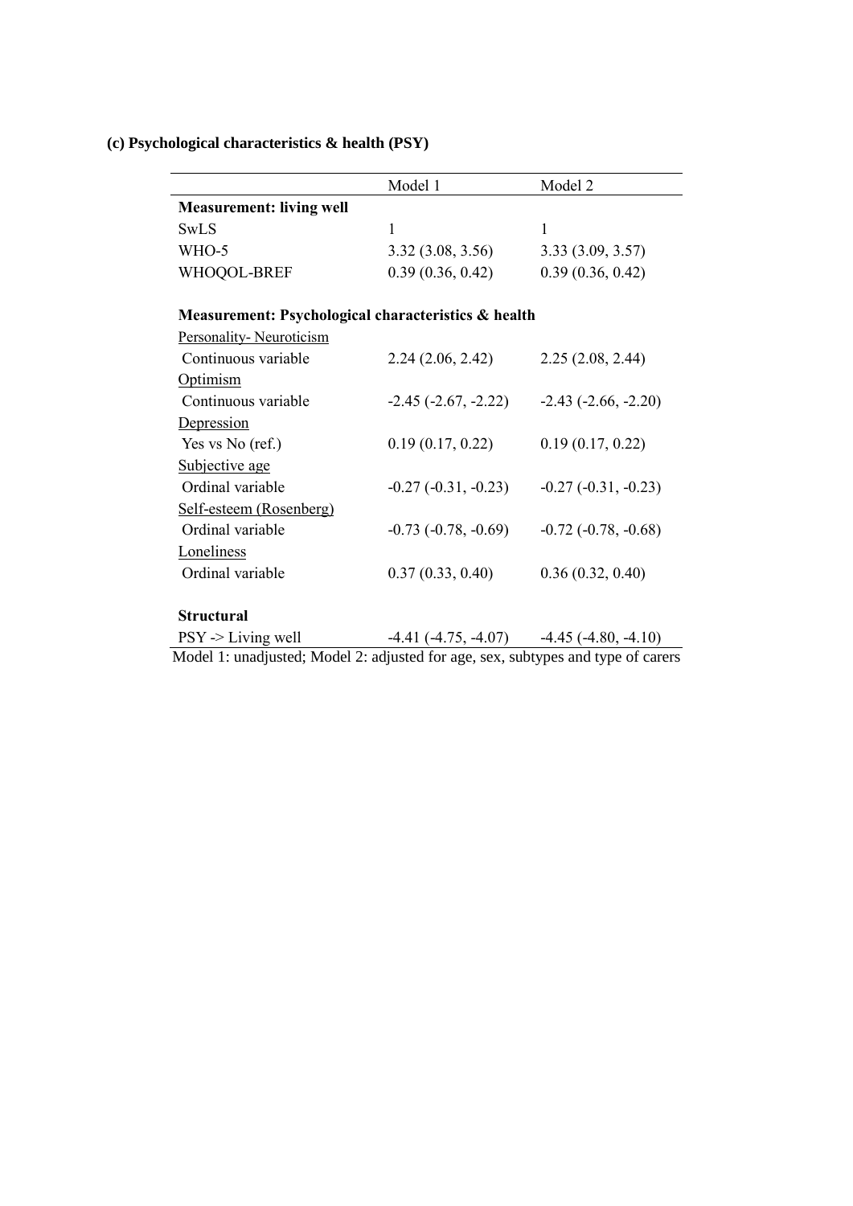**(c) Psychological characteristics & health (PSY)**

| | Model 1 | Model 2 |
|---|---|---|
| **Measurement: living well** | | |
| SwLS | 1 | 1 |
| WHO-5 | 3.32 (3.08, 3.56) | 3.33 (3.09, 3.57) |
| WHOQOL-BREF | 0.39 (0.36, 0.42) | 0.39 (0.36, 0.42) |
| | | |
| **Measurement: Psychological characteristics & health** | | |
| Personality- Neuroticism | | |
| Continuous variable | 2.24 (2.06, 2.42) | 2.25 (2.08, 2.44) |
| Optimism | | |
| Continuous variable | -2.45 (-2.67, -2.22) | -2.43 (-2.66, -2.20) |
| Depression | | |
| Yes vs No (ref.) | 0.19 (0.17, 0.22) | 0.19 (0.17, 0.22) |
| Subjective age | | |
| Ordinal variable | -0.27 (-0.31, -0.23) | -0.27 (-0.31, -0.23) |
| Self-esteem (Rosenberg) | | |
| Ordinal variable | -0.73 (-0.78, -0.69) | -0.72 (-0.78, -0.68) |
| Loneliness | | |
| Ordinal variable | 0.37 (0.33, 0.40) | 0.36 (0.32, 0.40) |
| | | |
| **Structural** | | |
| PSY -> Living well | -4.41 (-4.75, -4.07) | -4.45 (-4.80, -4.10) |

Model 1: unadjusted; Model 2: adjusted for age, sex, subtypes and type of carers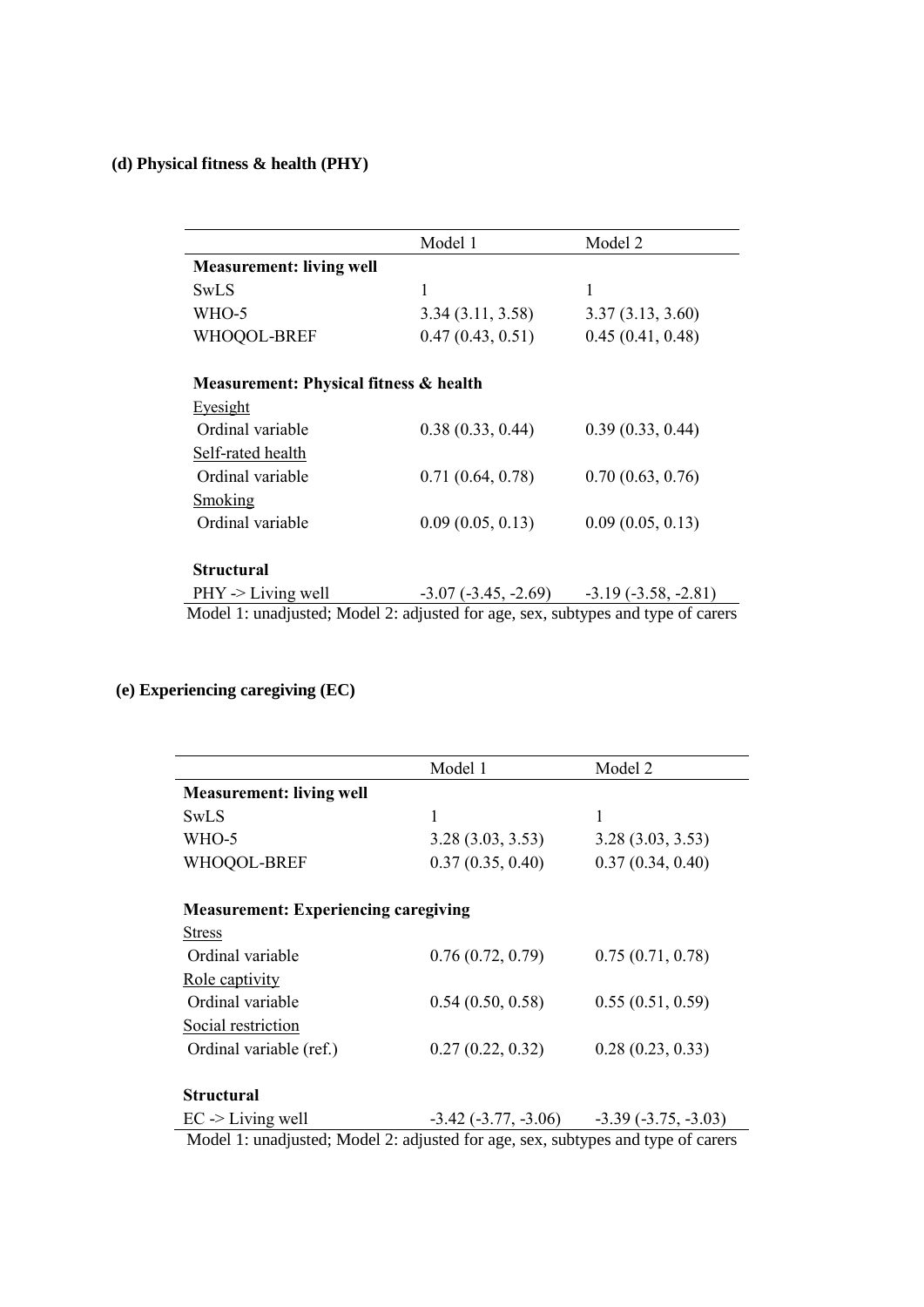**(d) Physical fitness & health (PHY)**

| | Model 1 | Model 2 |
|---|---|---|
| **Measurement: living well** | | |
| SwLS | 1 | 1 |
| WHO-5 | 3.34 (3.11, 3.58) | 3.37 (3.13, 3.60) |
| WHOQOL-BREF | 0.47 (0.43, 0.51) | 0.45 (0.41, 0.48) |
| | | |
| **Measurement: Physical fitness & health** | | |
| Eyesight | | |
| Ordinal variable | 0.38 (0.33, 0.44) | 0.39 (0.33, 0.44) |
| Self-rated health | | |
| Ordinal variable | 0.71 (0.64, 0.78) | 0.70 (0.63, 0.76) |
| Smoking | | |
| Ordinal variable | 0.09 (0.05, 0.13) | 0.09 (0.05, 0.13) |
| | | |
| **Structural** | | |
| PHY -> Living well | -3.07 (-3.45, -2.69) | -3.19 (-3.58, -2.81) |

Model 1: unadjusted; Model 2: adjusted for age, sex, subtypes and type of carers

**(e) Experiencing caregiving (EC)**

| | Model 1 | Model 2 |
|---|---|---|
| **Measurement: living well** | | |
| SwLS | 1 | 1 |
| WHO-5 | 3.28 (3.03, 3.53) | 3.28 (3.03, 3.53) |
| WHOQOL-BREF | 0.37 (0.35, 0.40) | 0.37 (0.34, 0.40) |
| | | |
| **Measurement: Experiencing caregiving** | | |
| Stress | | |
| Ordinal variable | 0.76 (0.72, 0.79) | 0.75 (0.71, 0.78) |
| Role captivity | | |
| Ordinal variable | 0.54 (0.50, 0.58) | 0.55 (0.51, 0.59) |
| Social restriction | | |
| Ordinal variable (ref.) | 0.27 (0.22, 0.32) | 0.28 (0.23, 0.33) |
| | | |
| **Structural** | | |
| EC -> Living well | -3.42 (-3.77, -3.06) | -3.39 (-3.75, -3.03) |

Model 1: unadjusted; Model 2: adjusted for age, sex, subtypes and type of carers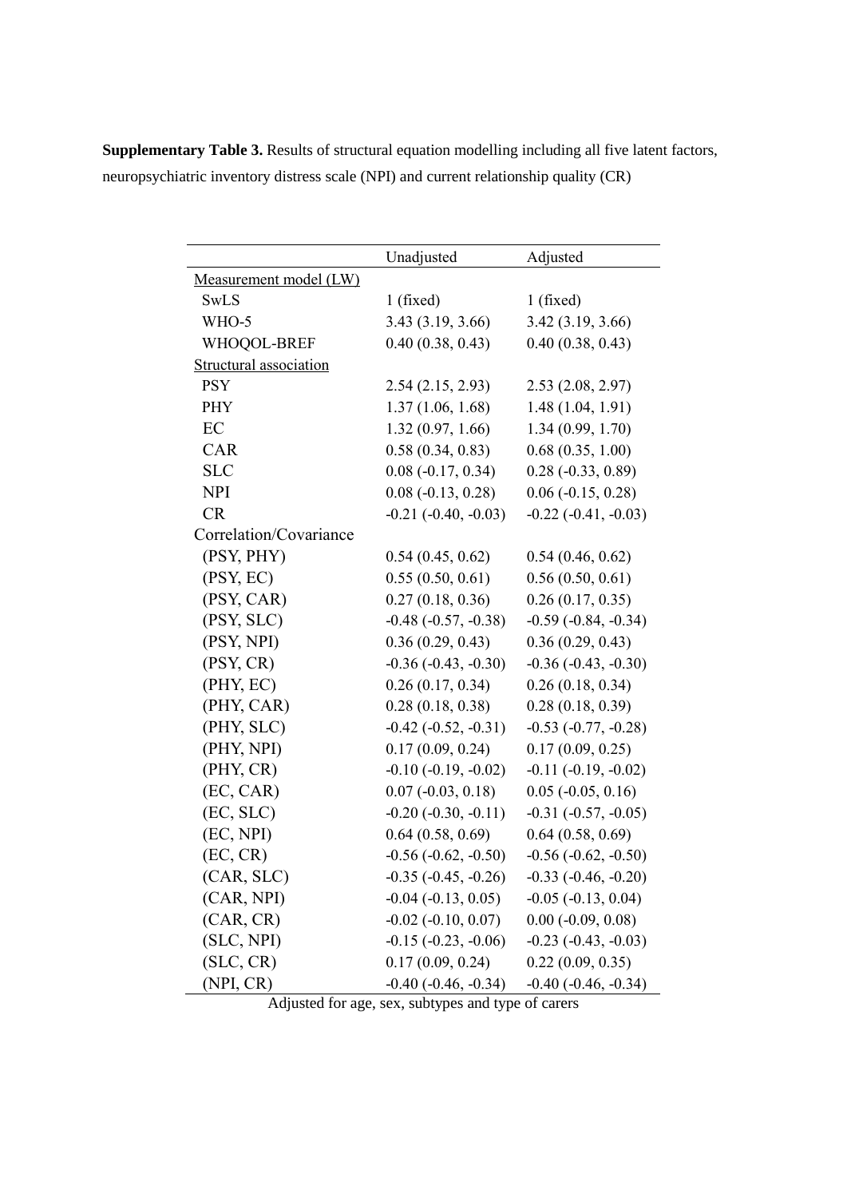**Supplementary Table 3.** Results of structural equation modelling including all five latent factors, neuropsychiatric inventory distress scale (NPI) and current relationship quality (CR)

| | Unadjusted | Adjusted |
|---|---|---|
| Measurement model (LW) | | |
| SwLS | 1 (fixed) | 1 (fixed) |
| WHO-5 | 3.43 (3.19, 3.66) | 3.42 (3.19, 3.66) |
| WHOQOL-BREF | 0.40 (0.38, 0.43) | 0.40 (0.38, 0.43) |
| Structural association | | |
| PSY | 2.54 (2.15, 2.93) | 2.53 (2.08, 2.97) |
| PHY | 1.37 (1.06, 1.68) | 1.48 (1.04, 1.91) |
| EC | 1.32 (0.97, 1.66) | 1.34 (0.99, 1.70) |
| CAR | 0.58 (0.34, 0.83) | 0.68 (0.35, 1.00) |
| SLC | 0.08 (-0.17, 0.34) | 0.28 (-0.33, 0.89) |
| NPI | 0.08 (-0.13, 0.28) | 0.06 (-0.15, 0.28) |
| CR | -0.21 (-0.40, -0.03) | -0.22 (-0.41, -0.03) |
| Correlation/Covariance | | |
| (PSY, PHY) | 0.54 (0.45, 0.62) | 0.54 (0.46, 0.62) |
| (PSY, EC) | 0.55 (0.50, 0.61) | 0.56 (0.50, 0.61) |
| (PSY, CAR) | 0.27 (0.18, 0.36) | 0.26 (0.17, 0.35) |
| (PSY, SLC) | -0.48 (-0.57, -0.38) | -0.59 (-0.84, -0.34) |
| (PSY, NPI) | 0.36 (0.29, 0.43) | 0.36 (0.29, 0.43) |
| (PSY, CR) | -0.36 (-0.43, -0.30) | -0.36 (-0.43, -0.30) |
| (PHY, EC) | 0.26 (0.17, 0.34) | 0.26 (0.18, 0.34) |
| (PHY, CAR) | 0.28 (0.18, 0.38) | 0.28 (0.18, 0.39) |
| (PHY, SLC) | -0.42 (-0.52, -0.31) | -0.53 (-0.77, -0.28) |
| (PHY, NPI) | 0.17 (0.09, 0.24) | 0.17 (0.09, 0.25) |
| (PHY, CR) | -0.10 (-0.19, -0.02) | -0.11 (-0.19, -0.02) |
| (EC, CAR) | 0.07 (-0.03, 0.18) | 0.05 (-0.05, 0.16) |
| (EC, SLC) | -0.20 (-0.30, -0.11) | -0.31 (-0.57, -0.05) |
| (EC, NPI) | 0.64 (0.58, 0.69) | 0.64 (0.58, 0.69) |
| (EC, CR) | -0.56 (-0.62, -0.50) | -0.56 (-0.62, -0.50) |
| (CAR, SLC) | -0.35 (-0.45, -0.26) | -0.33 (-0.46, -0.20) |
| (CAR, NPI) | -0.04 (-0.13, 0.05) | -0.05 (-0.13, 0.04) |
| (CAR, CR) | -0.02 (-0.10, 0.07) | 0.00 (-0.09, 0.08) |
| (SLC, NPI) | -0.15 (-0.23, -0.06) | -0.23 (-0.43, -0.03) |
| (SLC, CR) | 0.17 (0.09, 0.24) | 0.22 (0.09, 0.35) |
| (NPI, CR) | -0.40 (-0.46, -0.34) | -0.40 (-0.46, -0.34) |

Adjusted for age, sex, subtypes and type of carers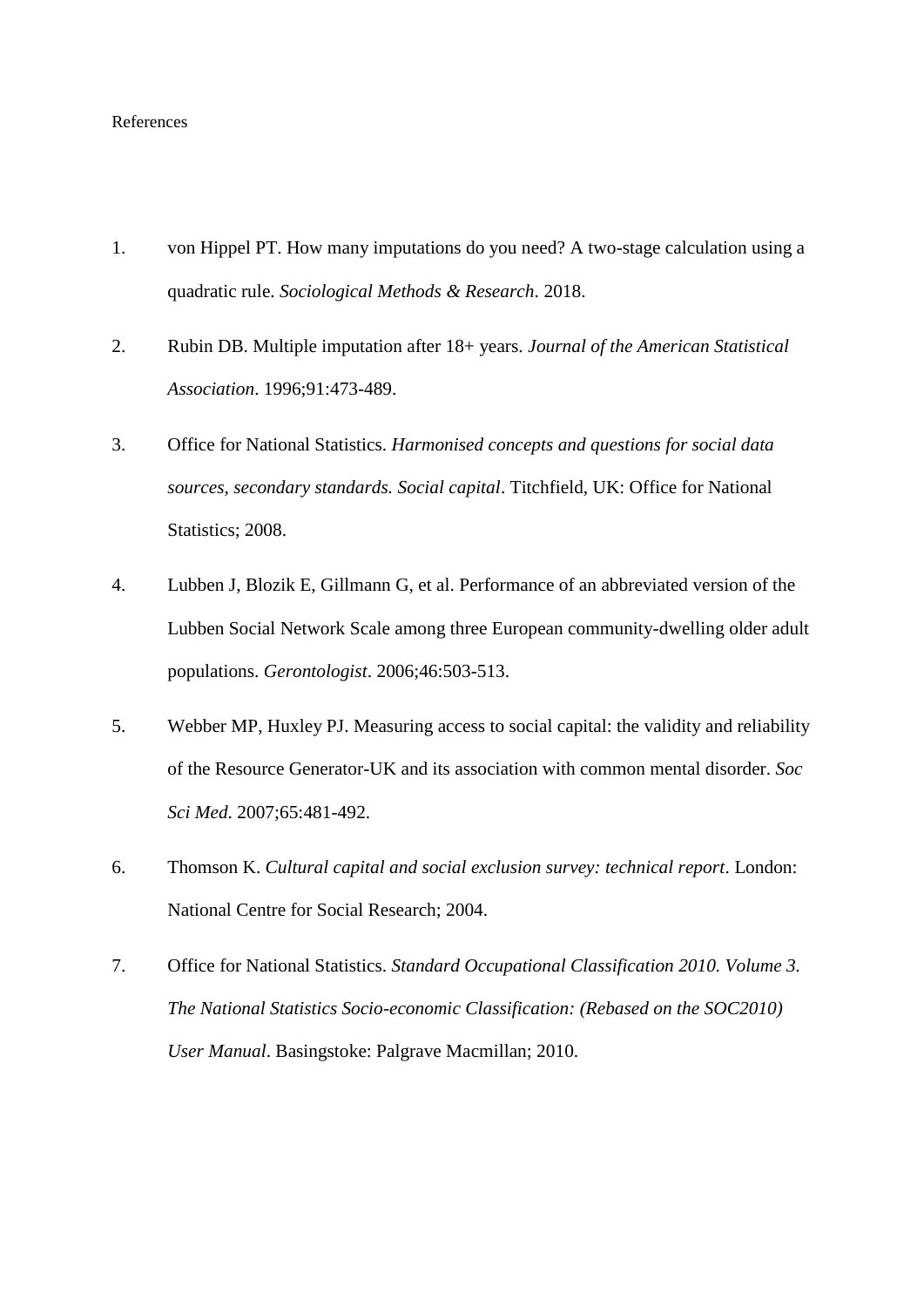References

1. von Hippel PT. How many imputations do you need? A two-stage calculation using a quadratic rule. *Sociological Methods & Research*. 2018.

2. Rubin DB. Multiple imputation after 18+ years. *Journal of the American Statistical Association*. 1996;91:473-489.

3. Office for National Statistics. *Harmonised concepts and questions for social data sources, secondary standards. Social capital*. Titchfield, UK: Office for National Statistics; 2008.

4. Lubben J, Blozik E, Gillmann G, et al. Performance of an abbreviated version of the Lubben Social Network Scale among three European community-dwelling older adult populations. *Gerontologist*. 2006;46:503-513.

5. Webber MP, Huxley PJ. Measuring access to social capital: the validity and reliability of the Resource Generator-UK and its association with common mental disorder. *Soc Sci Med*. 2007;65:481-492.

6. Thomson K. *Cultural capital and social exclusion survey: technical report*. London: National Centre for Social Research; 2004.

7. Office for National Statistics. *Standard Occupational Classification 2010. Volume 3. The National Statistics Socio-economic Classification: (Rebased on the SOC2010) User Manual*. Basingstoke: Palgrave Macmillan; 2010.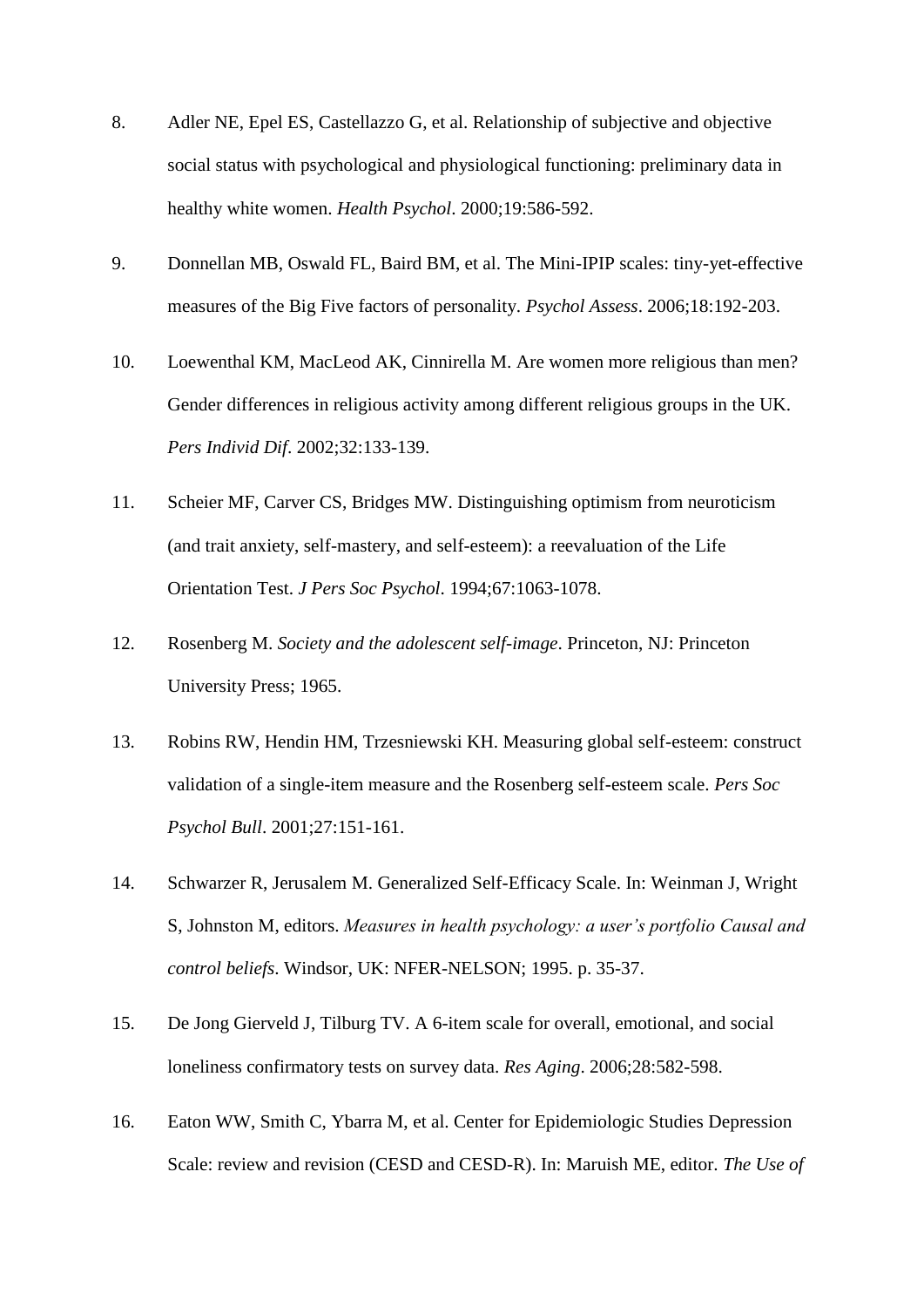8. Adler NE, Epel ES, Castellazzo G, et al. Relationship of subjective and objective social status with psychological and physiological functioning: preliminary data in healthy white women. *Health Psychol*. 2000;19:586-592.

9. Donnellan MB, Oswald FL, Baird BM, et al. The Mini-IPIP scales: tiny-yet-effective measures of the Big Five factors of personality. *Psychol Assess*. 2006;18:192-203.

10. Loewenthal KM, MacLeod AK, Cinnirella M. Are women more religious than men? Gender differences in religious activity among different religious groups in the UK. *Pers Individ Dif*. 2002;32:133-139.

11. Scheier MF, Carver CS, Bridges MW. Distinguishing optimism from neuroticism (and trait anxiety, self-mastery, and self-esteem): a reevaluation of the Life Orientation Test. *J Pers Soc Psychol*. 1994;67:1063-1078.

12. Rosenberg M. *Society and the adolescent self-image*. Princeton, NJ: Princeton University Press; 1965.

13. Robins RW, Hendin HM, Trzesniewski KH. Measuring global self-esteem: construct validation of a single-item measure and the Rosenberg self-esteem scale. *Pers Soc Psychol Bull*. 2001;27:151-161.

14. Schwarzer R, Jerusalem M. Generalized Self-Efficacy Scale. In: Weinman J, Wright S, Johnston M, editors. *Measures in health psychology: a user's portfolio Causal and control beliefs*. Windsor, UK: NFER-NELSON; 1995. p. 35-37.

15. De Jong Gierveld J, Tilburg TV. A 6-item scale for overall, emotional, and social loneliness confirmatory tests on survey data. *Res Aging*. 2006;28:582-598.

16. Eaton WW, Smith C, Ybarra M, et al. Center for Epidemiologic Studies Depression Scale: review and revision (CESD and CESD-R). In: Maruish ME, editor. *The Use of*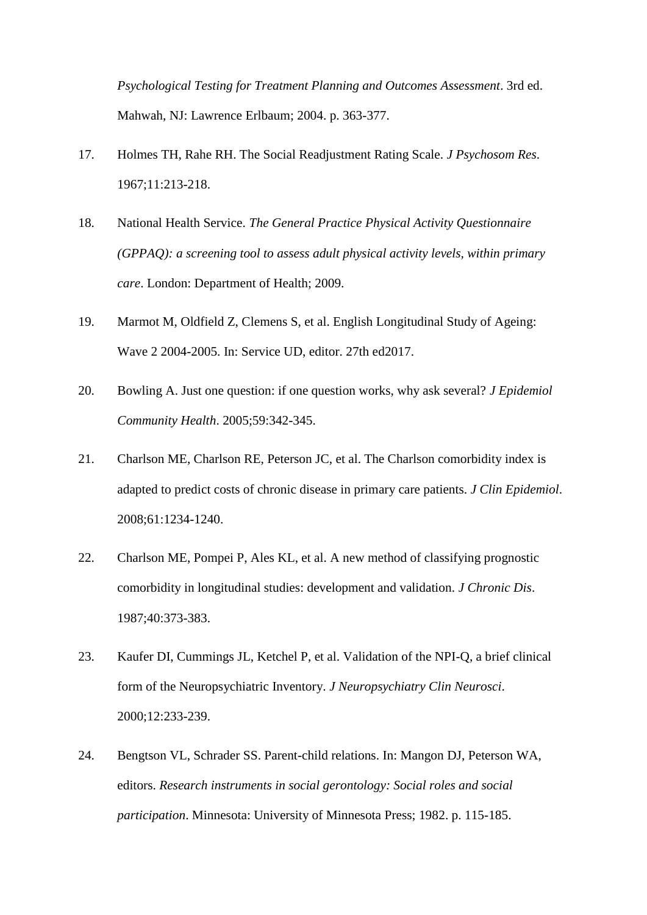*Psychological Testing for Treatment Planning and Outcomes Assessment*. 3rd ed. Mahwah, NJ: Lawrence Erlbaum; 2004. p. 363-377.

17. Holmes TH, Rahe RH. The Social Readjustment Rating Scale. *J Psychosom Res*. 1967;11:213-218.

18. National Health Service. *The General Practice Physical Activity Questionnaire (GPPAQ): a screening tool to assess adult physical activity levels, within primary care*. London: Department of Health; 2009.

19. Marmot M, Oldfield Z, Clemens S, et al. English Longitudinal Study of Ageing: Wave 2 2004-2005. In: Service UD, editor. 27th ed2017.

20. Bowling A. Just one question: if one question works, why ask several? *J Epidemiol Community Health*. 2005;59:342-345.

21. Charlson ME, Charlson RE, Peterson JC, et al. The Charlson comorbidity index is adapted to predict costs of chronic disease in primary care patients. *J Clin Epidemiol*. 2008;61:1234-1240.

22. Charlson ME, Pompei P, Ales KL, et al. A new method of classifying prognostic comorbidity in longitudinal studies: development and validation. *J Chronic Dis*. 1987;40:373-383.

23. Kaufer DI, Cummings JL, Ketchel P, et al. Validation of the NPI-Q, a brief clinical form of the Neuropsychiatric Inventory. *J Neuropsychiatry Clin Neurosci*. 2000;12:233-239.

24. Bengtson VL, Schrader SS. Parent-child relations. In: Mangon DJ, Peterson WA, editors. *Research instruments in social gerontology: Social roles and social participation*. Minnesota: University of Minnesota Press; 1982. p. 115-185.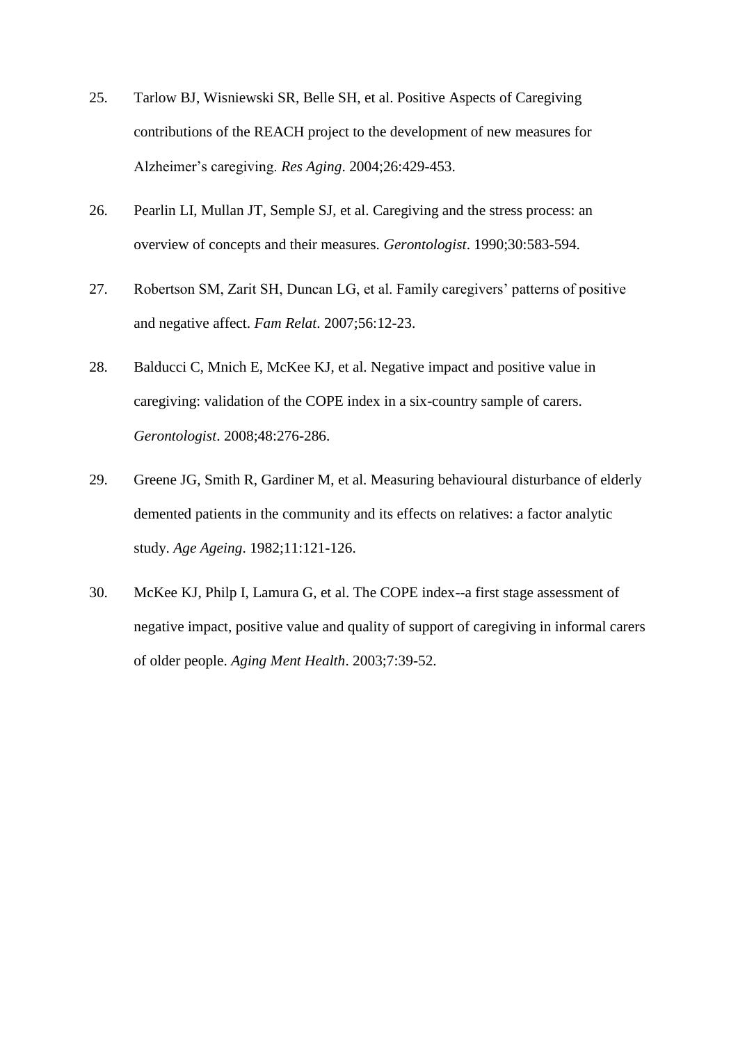25. Tarlow BJ, Wisniewski SR, Belle SH, et al. Positive Aspects of Caregiving contributions of the REACH project to the development of new measures for Alzheimer's caregiving. *Res Aging*. 2004;26:429-453.

26. Pearlin LI, Mullan JT, Semple SJ, et al. Caregiving and the stress process: an overview of concepts and their measures. *Gerontologist*. 1990;30:583-594.

27. Robertson SM, Zarit SH, Duncan LG, et al. Family caregivers' patterns of positive and negative affect. *Fam Relat*. 2007;56:12-23.

28. Balducci C, Mnich E, McKee KJ, et al. Negative impact and positive value in caregiving: validation of the COPE index in a six-country sample of carers. *Gerontologist*. 2008;48:276-286.

29. Greene JG, Smith R, Gardiner M, et al. Measuring behavioural disturbance of elderly demented patients in the community and its effects on relatives: a factor analytic study. *Age Ageing*. 1982;11:121-126.

30. McKee KJ, Philp I, Lamura G, et al. The COPE index--a first stage assessment of negative impact, positive value and quality of support of caregiving in informal carers of older people. *Aging Ment Health*. 2003;7:39-52.